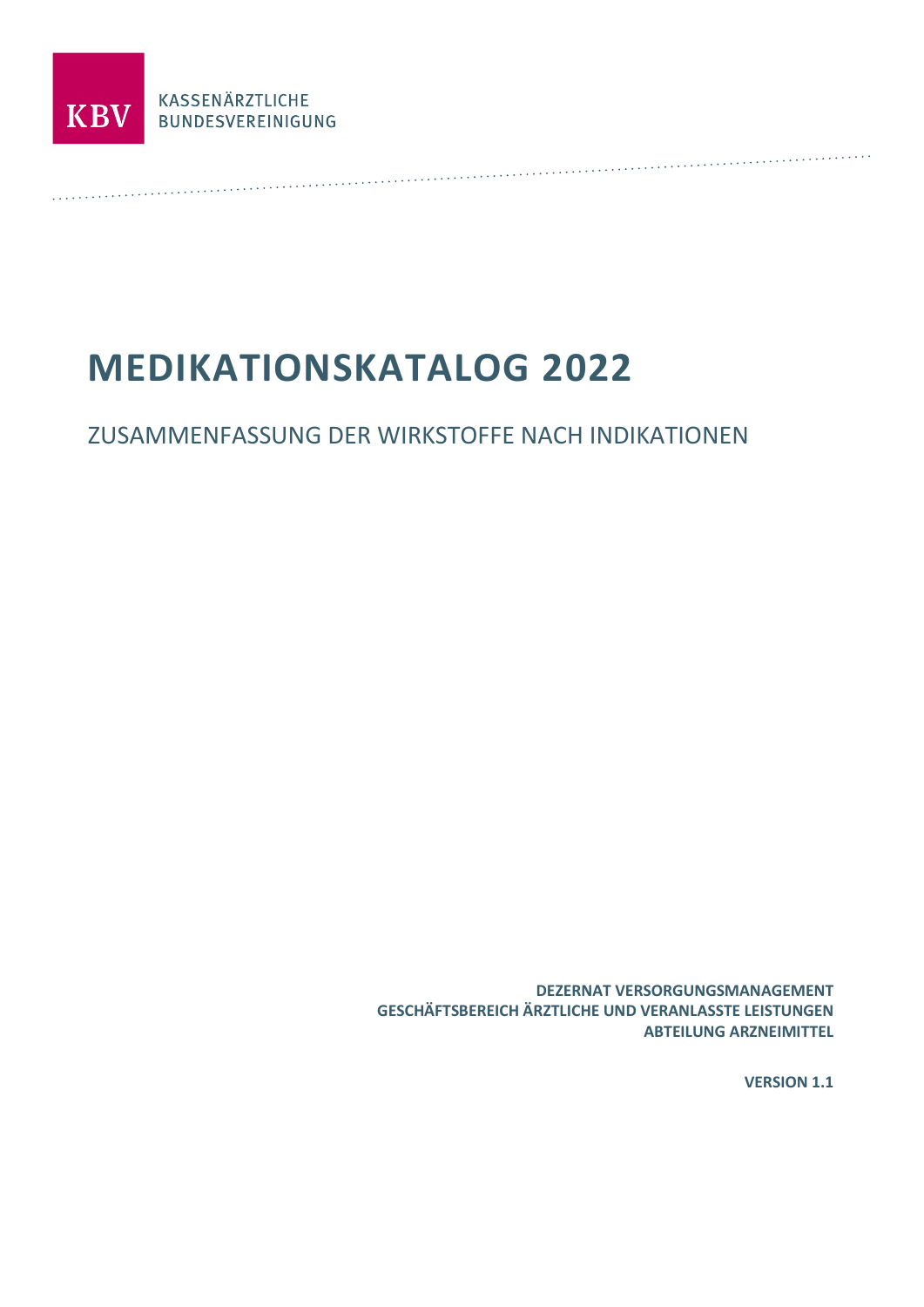KBV

KASSENÄRZTLICHE BUNDESVEREINIGUNG

# MEDIKATIONSKATALOG 2022

## ZUSAMMENFASSUNG DER WIRKSTOFFE NACH INDIKATIONEN

**DEZERNAT VERSORGUNGSMANAGEMENT**
**GESCHÄFTSBEREICH ÄRZTLICHE UND VERANLASSTE LEISTUNGEN**
**ABTEILUNG ARZNEIMITTEL**

**VERSION 1.1**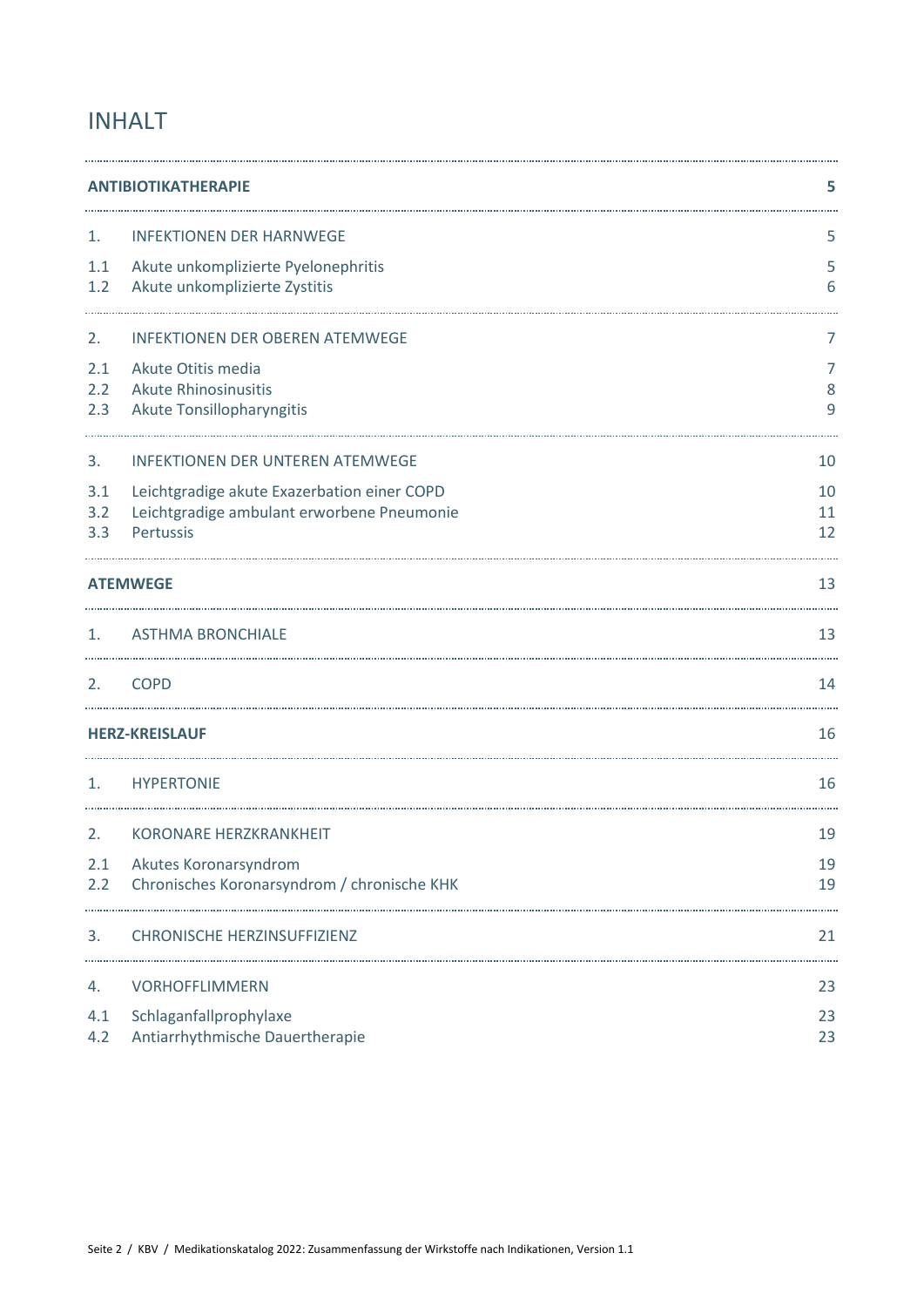# INHALT

| | | |
|---|---|---|
| **ANTIBIOTIKATHERAPIE** | | **5** |
| 1. | INFEKTIONEN DER HARNWEGE | 5 |
| 1.1 | Akute unkomplizierte Pyelonephritis | 5 |
| 1.2 | Akute unkomplizierte Zystitis | 6 |
| 2. | INFEKTIONEN DER OBEREN ATEMWEGE | 7 |
| 2.1 | Akute Otitis media | 7 |
| 2.2 | Akute Rhinosinusitis | 8 |
| 2.3 | Akute Tonsillopharyngitis | 9 |
| 3. | INFEKTIONEN DER UNTEREN ATEMWEGE | 10 |
| 3.1 | Leichtgradige akute Exazerbation einer COPD | 10 |
| 3.2 | Leichtgradige ambulant erworbene Pneumonie | 11 |
| 3.3 | Pertussis | 12 |
| **ATEMWEGE** | | 13 |
| 1. | ASTHMA BRONCHIALE | 13 |
| 2. | COPD | 14 |
| **HERZ-KREISLAUF** | | 16 |
| 1. | HYPERTONIE | 16 |
| 2. | KORONARE HERZKRANKHEIT | 19 |
| 2.1 | Akutes Koronarsyndrom | 19 |
| 2.2 | Chronisches Koronarsyndrom / chronische KHK | 19 |
| 3. | CHRONISCHE HERZINSUFFIZIENZ | 21 |
| 4. | VORHOFFLIMMERN | 23 |
| 4.1 | Schlaganfallprophylaxe | 23 |
| 4.2 | Antiarrhythmische Dauertherapie | 23 |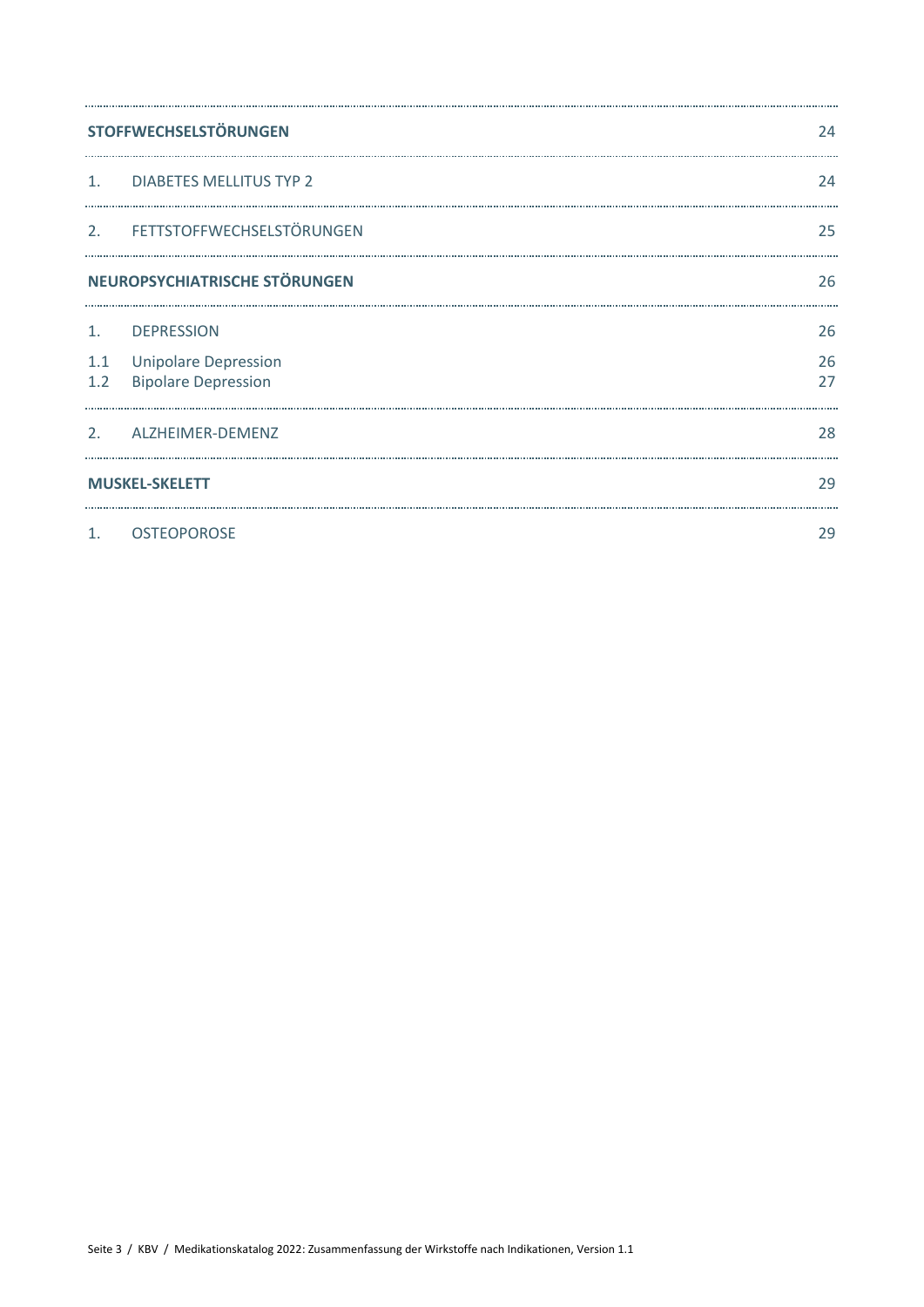| | | |
|---|---|---|
| **STOFFWECHSELSTÖRUNGEN** | | 24 |
| 1. | DIABETES MELLITUS TYP 2 | 24 |
| 2. | FETTSTOFFWECHSELSTÖRUNGEN | 25 |
| **NEUROPSYCHIATRISCHE STÖRUNGEN** | | 26 |
| 1. | DEPRESSION | 26 |
| 1.1 | Unipolare Depression | 26 |
| 1.2 | Bipolare Depression | 27 |
| 2. | ALZHEIMER-DEMENZ | 28 |
| **MUSKEL-SKELETT** | | 29 |
| 1. | OSTEOPOROSE | 29 |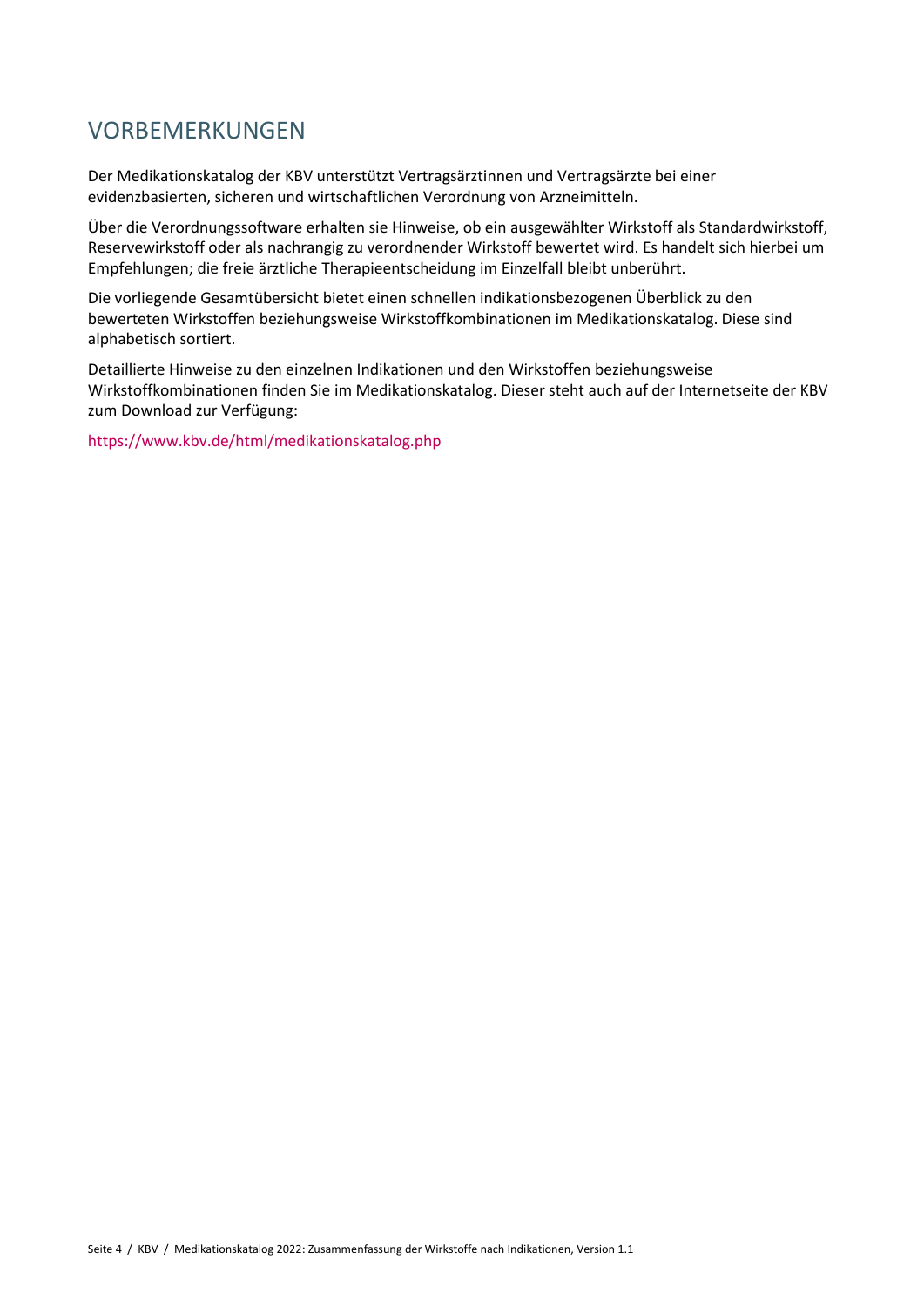# VORBEMERKUNGEN

Der Medikationskatalog der KBV unterstützt Vertragsärztinnen und Vertragsärzte bei einer evidenzbasierten, sicheren und wirtschaftlichen Verordnung von Arzneimitteln.

Über die Verordnungssoftware erhalten sie Hinweise, ob ein ausgewählter Wirkstoff als Standardwirkstoff, Reservewirkstoff oder als nachrangig zu verordnender Wirkstoff bewertet wird. Es handelt sich hierbei um Empfehlungen; die freie ärztliche Therapieentscheidung im Einzelfall bleibt unberührt.

Die vorliegende Gesamtübersicht bietet einen schnellen indikationsbezogenen Überblick zu den bewerteten Wirkstoffen beziehungsweise Wirkstoffkombinationen im Medikationskatalog. Diese sind alphabetisch sortiert.

Detaillierte Hinweise zu den einzelnen Indikationen und den Wirkstoffen beziehungsweise Wirkstoffkombinationen finden Sie im Medikationskatalog. Dieser steht auch auf der Internetseite der KBV zum Download zur Verfügung:

https://www.kbv.de/html/medikationskatalog.php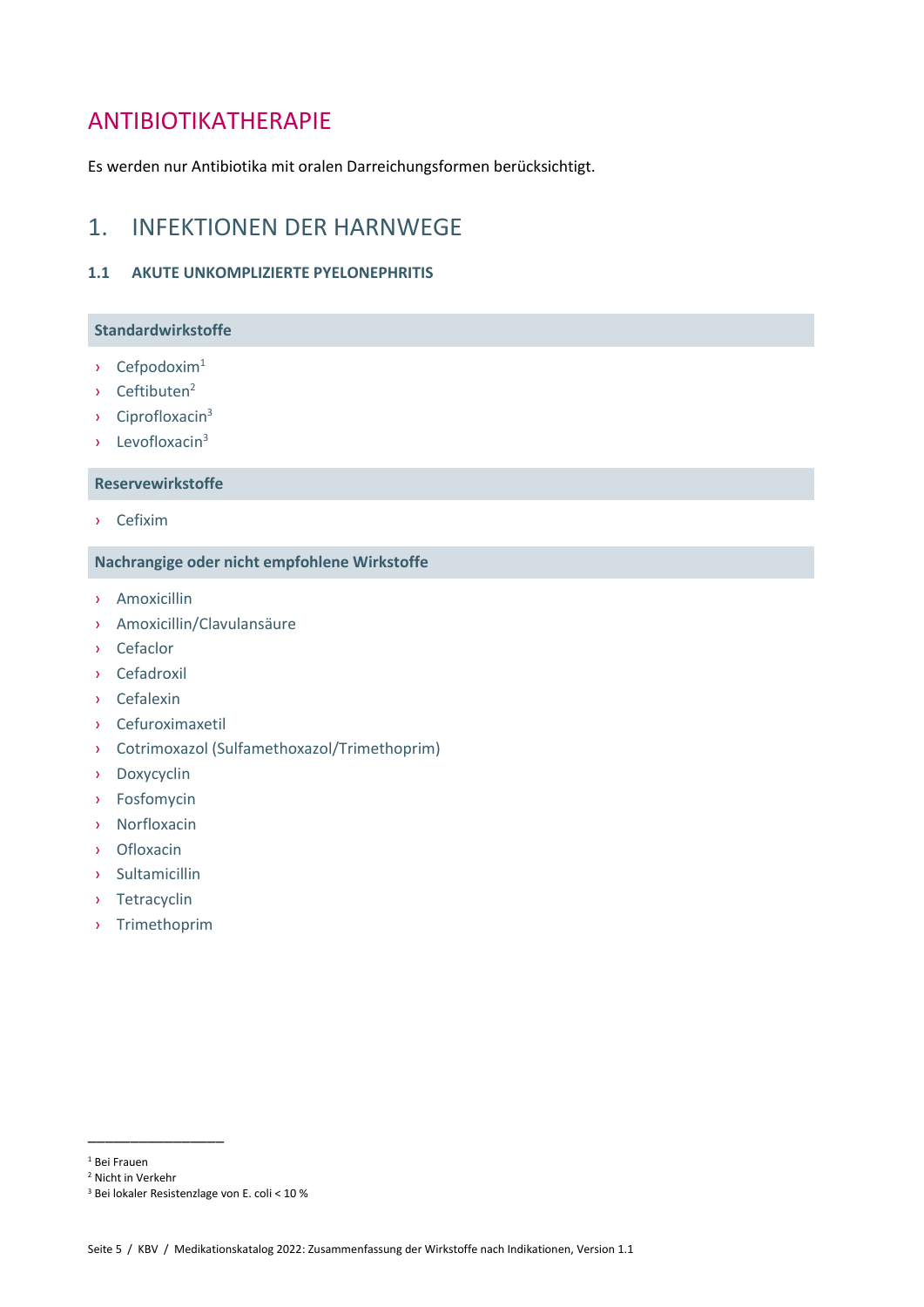# ANTIBIOTIKATHERAPIE

Es werden nur Antibiotika mit oralen Darreichungsformen berücksichtigt.

## 1. INFEKTIONEN DER HARNWEGE

### 1.1 AKUTE UNKOMPLIZIERTE PYELONEPHRITIS

**Standardwirkstoffe**

- Cefpodoxim[1]
- Ceftibuten[2]
- Ciprofloxacin[3]
- Levofloxacin[3]

**Reservewirkstoffe**

- Cefixim

**Nachrangige oder nicht empfohlene Wirkstoffe**

- Amoxicillin
- Amoxicillin/Clavulansäure
- Cefaclor
- Cefadroxil
- Cefalexin
- Cefuroximaxetil
- Cotrimoxazol (Sulfamethoxazol/Trimethoprim)
- Doxycyclin
- Fosfomycin
- Norfloxacin
- Ofloxacin
- Sultamicillin
- Tetracyclin
- Trimethoprim

---

[1] Bei Frauen
[2] Nicht in Verkehr
[3] Bei lokaler Resistenzlage von E. coli < 10 %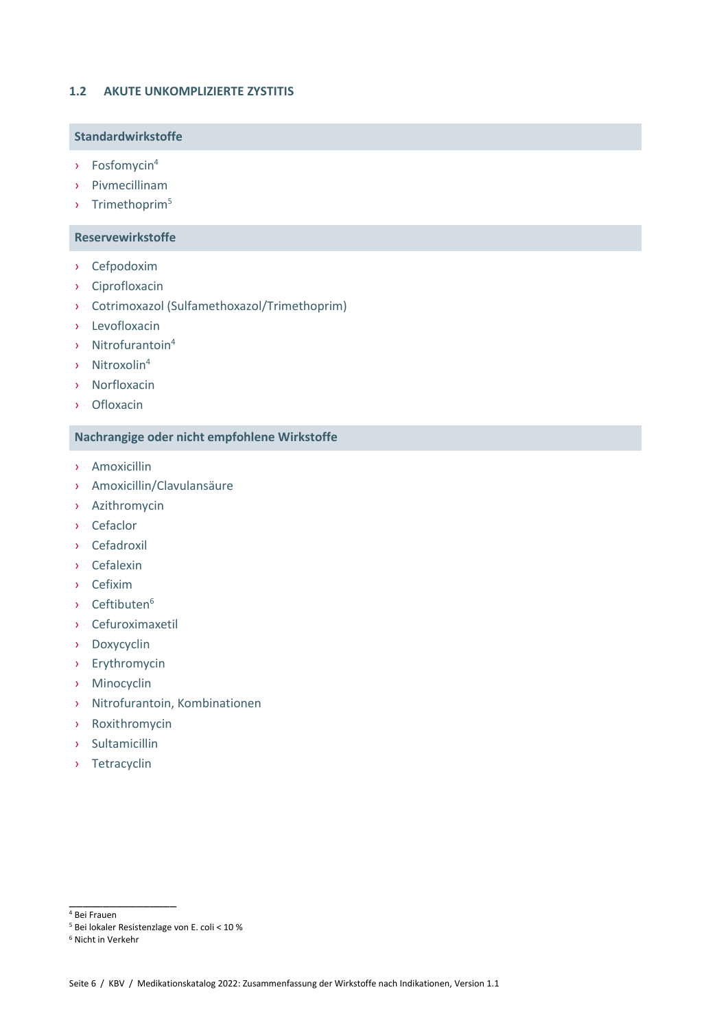## 1.2 AKUTE UNKOMPLIZIERTE ZYSTITIS

### Standardwirkstoffe

- Fosfomycin[4]
- Pivmecillinam
- Trimethoprim[5]

### Reservewirkstoffe

- Cefpodoxim
- Ciprofloxacin
- Cotrimoxazol (Sulfamethoxazol/Trimethoprim)
- Levofloxacin
- Nitrofurantoin[4]
- Nitroxolin[4]
- Norfloxacin
- Ofloxacin

### Nachrangige oder nicht empfohlene Wirkstoffe

- Amoxicillin
- Amoxicillin/Clavulansäure
- Azithromycin
- Cefaclor
- Cefadroxil
- Cefalexin
- Cefixim
- Ceftibuten[6]
- Cefuroximaxetil
- Doxycyclin
- Erythromycin
- Minocyclin
- Nitrofurantoin, Kombinationen
- Roxithromycin
- Sultamicillin
- Tetracyclin

---

[4] Bei Frauen

[5] Bei lokaler Resistenzlage von E. coli < 10 %

[6] Nicht in Verkehr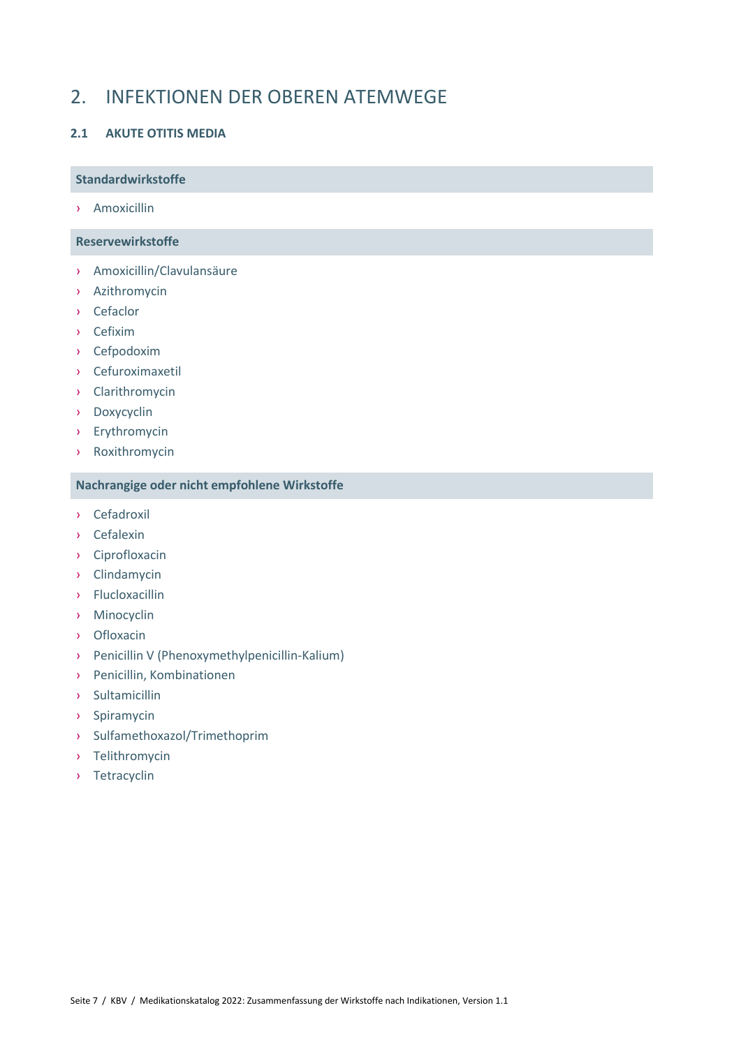# 2. INFEKTIONEN DER OBEREN ATEMWEGE

## 2.1 AKUTE OTITIS MEDIA

### Standardwirkstoffe

- Amoxicillin

### Reservewirkstoffe

- Amoxicillin/Clavulansäure
- Azithromycin
- Cefaclor
- Cefixim
- Cefpodoxim
- Cefuroximaxetil
- Clarithromycin
- Doxycyclin
- Erythromycin
- Roxithromycin

### Nachrangige oder nicht empfohlene Wirkstoffe

- Cefadroxil
- Cefalexin
- Ciprofloxacin
- Clindamycin
- Flucloxacillin
- Minocyclin
- Ofloxacin
- Penicillin V (Phenoxymethylpenicillin-Kalium)
- Penicillin, Kombinationen
- Sultamicillin
- Spiramycin
- Sulfamethoxazol/Trimethoprim
- Telithromycin
- Tetracyclin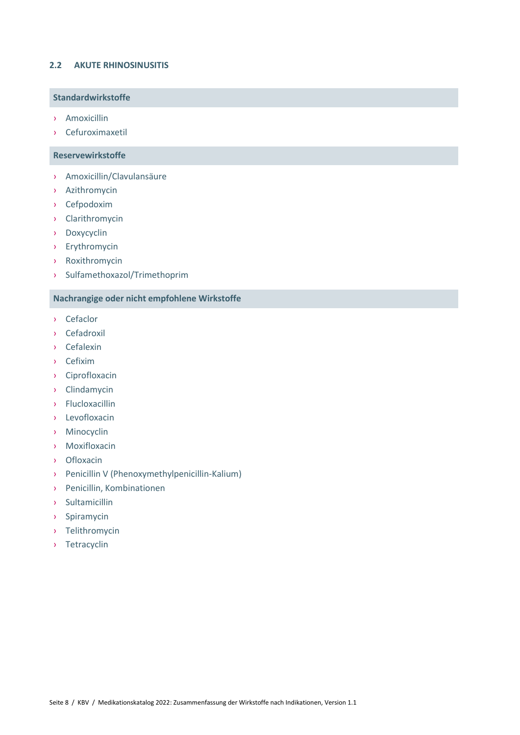## 2.2 AKUTE RHINOSINUSITIS

### Standardwirkstoffe

- Amoxicillin
- Cefuroximaxetil

### Reservewirkstoffe

- Amoxicillin/Clavulansäure
- Azithromycin
- Cefpodoxim
- Clarithromycin
- Doxycyclin
- Erythromycin
- Roxithromycin
- Sulfamethoxazol/Trimethoprim

### Nachrangige oder nicht empfohlene Wirkstoffe

- Cefaclor
- Cefadroxil
- Cefalexin
- Cefixim
- Ciprofloxacin
- Clindamycin
- Flucloxacillin
- Levofloxacin
- Minocyclin
- Moxifloxacin
- Ofloxacin
- Penicillin V (Phenoxymethylpenicillin-Kalium)
- Penicillin, Kombinationen
- Sultamicillin
- Spiramycin
- Telithromycin
- Tetracyclin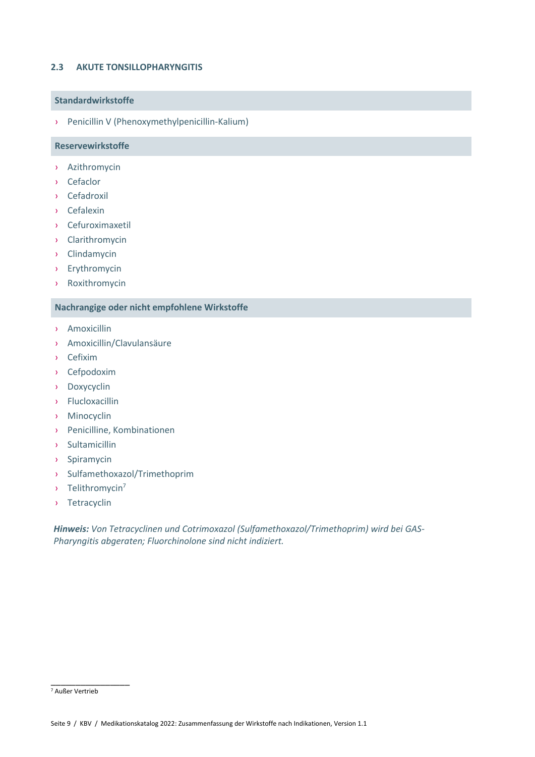## 2.3 AKUTE TONSILLOPHARYNGITIS

### Standardwirkstoffe

- Penicillin V (Phenoxymethylpenicillin-Kalium)

### Reservewirkstoffe

- Azithromycin
- Cefaclor
- Cefadroxil
- Cefalexin
- Cefuroximaxetil
- Clarithromycin
- Clindamycin
- Erythromycin
- Roxithromycin

### Nachrangige oder nicht empfohlene Wirkstoffe

- Amoxicillin
- Amoxicillin/Clavulansäure
- Cefixim
- Cefpodoxim
- Doxycyclin
- Flucloxacillin
- Minocyclin
- Penicilline, Kombinationen
- Sultamicillin
- Spiramycin
- Sulfamethoxazol/Trimethoprim
- Telithromycin[7]
- Tetracyclin

***Hinweis:*** *Von Tetracyclinen und Cotrimoxazol (Sulfamethoxazol/Trimethoprim) wird bei GAS-Pharyngitis abgeraten; Fluorchinolone sind nicht indiziert.*

---

[7] Außer Vertrieb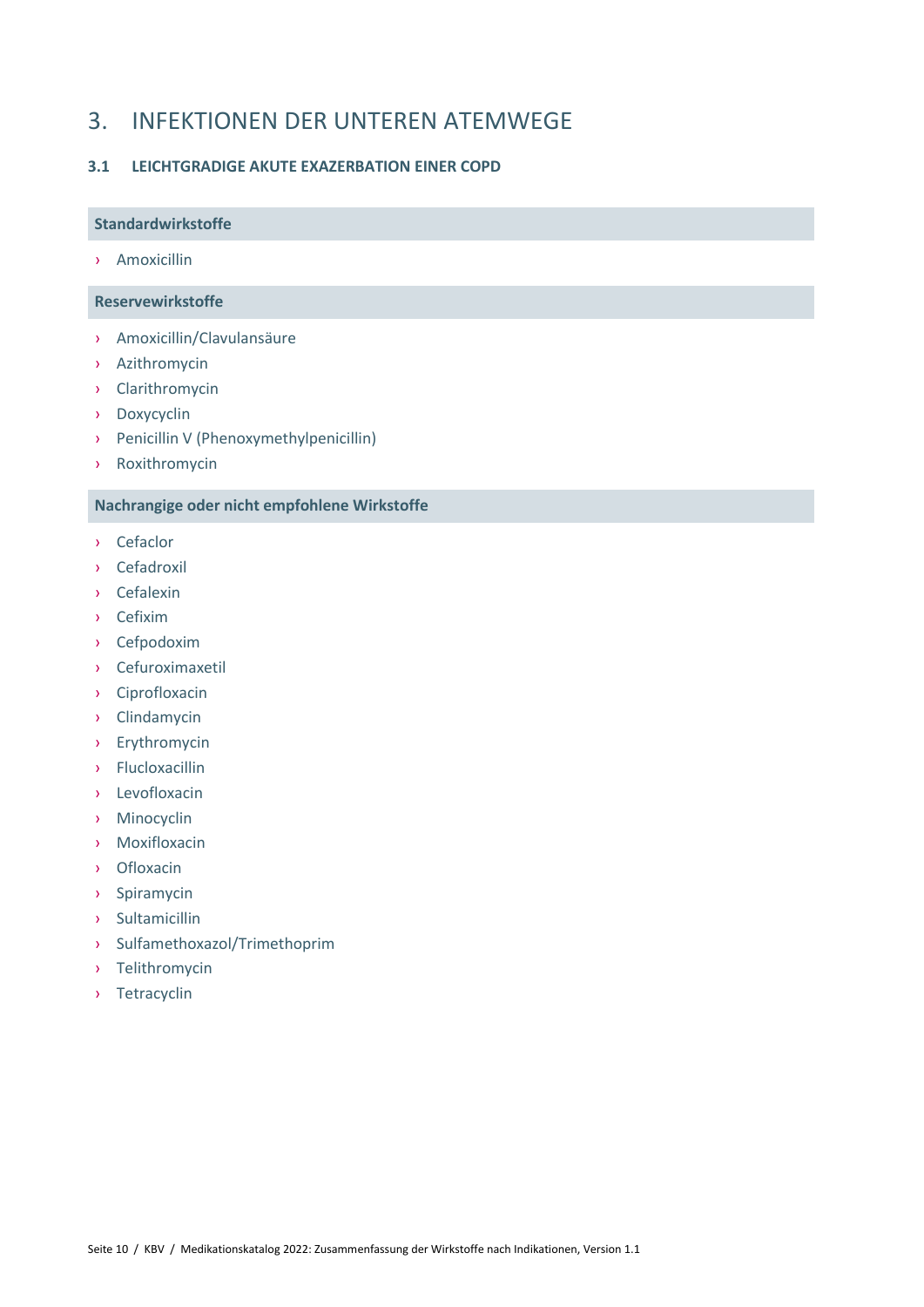# 3. INFEKTIONEN DER UNTEREN ATEMWEGE

## 3.1 LEICHTGRADIGE AKUTE EXAZERBATION EINER COPD

### Standardwirkstoffe

- Amoxicillin

### Reservewirkstoffe

- Amoxicillin/Clavulansäure
- Azithromycin
- Clarithromycin
- Doxycyclin
- Penicillin V (Phenoxymethylpenicillin)
- Roxithromycin

### Nachrangige oder nicht empfohlene Wirkstoffe

- Cefaclor
- Cefadroxil
- Cefalexin
- Cefixim
- Cefpodoxim
- Cefuroximaxetil
- Ciprofloxacin
- Clindamycin
- Erythromycin
- Flucloxacillin
- Levofloxacin
- Minocyclin
- Moxifloxacin
- Ofloxacin
- Spiramycin
- Sultamicillin
- Sulfamethoxazol/Trimethoprim
- Telithromycin
- Tetracyclin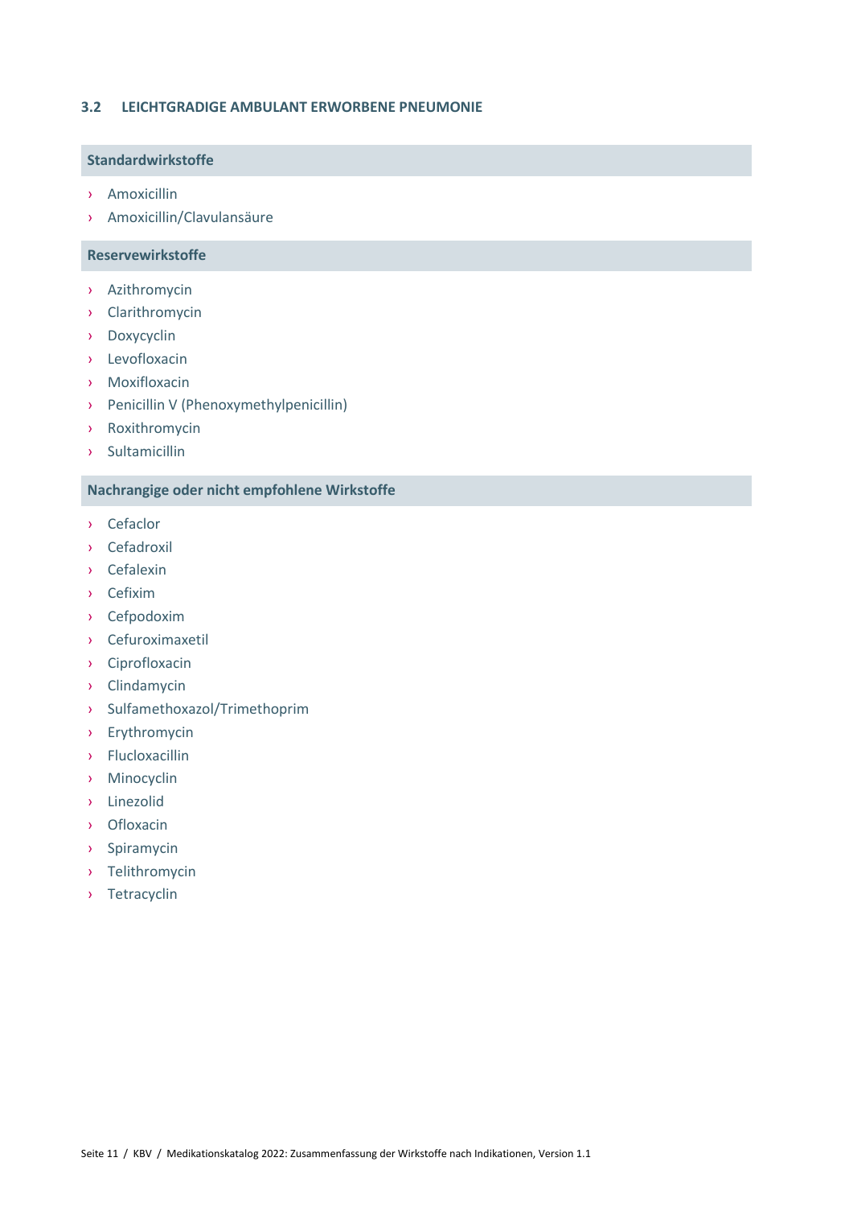## 3.2 LEIGHTGRADIGE AMBULANT ERWORBENE PNEUMONIE

### Standardwirkstoffe

- Amoxicillin
- Amoxicillin/Clavulansäure

### Reservewirkstoffe

- Azithromycin
- Clarithromycin
- Doxycyclin
- Levofloxacin
- Moxifloxacin
- Penicillin V (Phenoxymethylpenicillin)
- Roxithromycin
- Sultamicillin

### Nachrangige oder nicht empfohlene Wirkstoffe

- Cefaclor
- Cefadroxil
- Cefalexin
- Cefixim
- Cefpodoxim
- Cefuroximaxetil
- Ciprofloxacin
- Clindamycin
- Sulfamethoxazol/Trimethoprim
- Erythromycin
- Flucloxacillin
- Minocyclin
- Linezolid
- Ofloxacin
- Spiramycin
- Telithromycin
- Tetracyclin

## 3.2 LEICHTGRADIGE AMBULANT ERWORBENE PNEUMONIE

### Standardwirkstoffe

- Amoxicillin
- Amoxicillin/Clavulansäure

### Reservewirkstoffe

- Azithromycin
- Clarithromycin
- Doxycyclin
- Levofloxacin
- Moxifloxacin
- Penicillin V (Phenoxymethylpenicillin)
- Roxithromycin
- Sultamicillin

### Nachrangige oder nicht empfohlene Wirkstoffe

- Cefaclor
- Cefadroxil
- Cefalexin
- Cefixim
- Cefpodoxim
- Cefuroximaxetil
- Ciprofloxacin
- Clindamycin
- Sulfamethoxazol/Trimethoprim
- Erythromycin
- Flucloxacillin
- Minocyclin
- Linezolid
- Ofloxacin
- Spiramycin
- Telithromycin
- Tetracyclin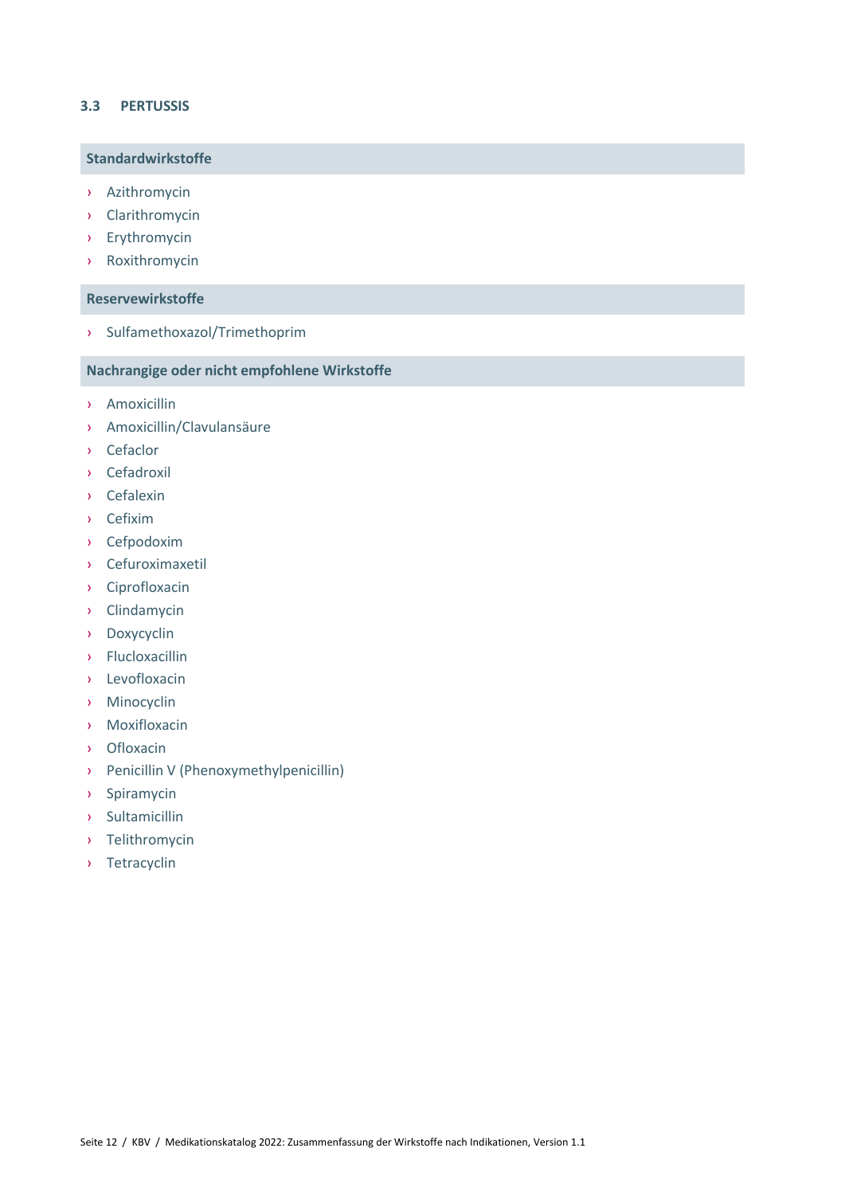## 3.3 PERTUSSIS

### Standardwirkstoffe

- Azithromycin
- Clarithromycin
- Erythromycin
- Roxithromycin

### Reservewirkstoffe

- Sulfamethoxazol/Trimethoprim

### Nachrangige oder nicht empfohlene Wirkstoffe

- Amoxicillin
- Amoxicillin/Clavulansäure
- Cefaclor
- Cefadroxil
- Cefalexin
- Cefixim
- Cefpodoxim
- Cefuroximaxetil
- Ciprofloxacin
- Clindamycin
- Doxycyclin
- Flucloxacillin
- Levofloxacin
- Minocyclin
- Moxifloxacin
- Ofloxacin
- Penicillin V (Phenoxymethylpenicillin)
- Spiramycin
- Sultamicillin
- Telithromycin
- Tetracyclin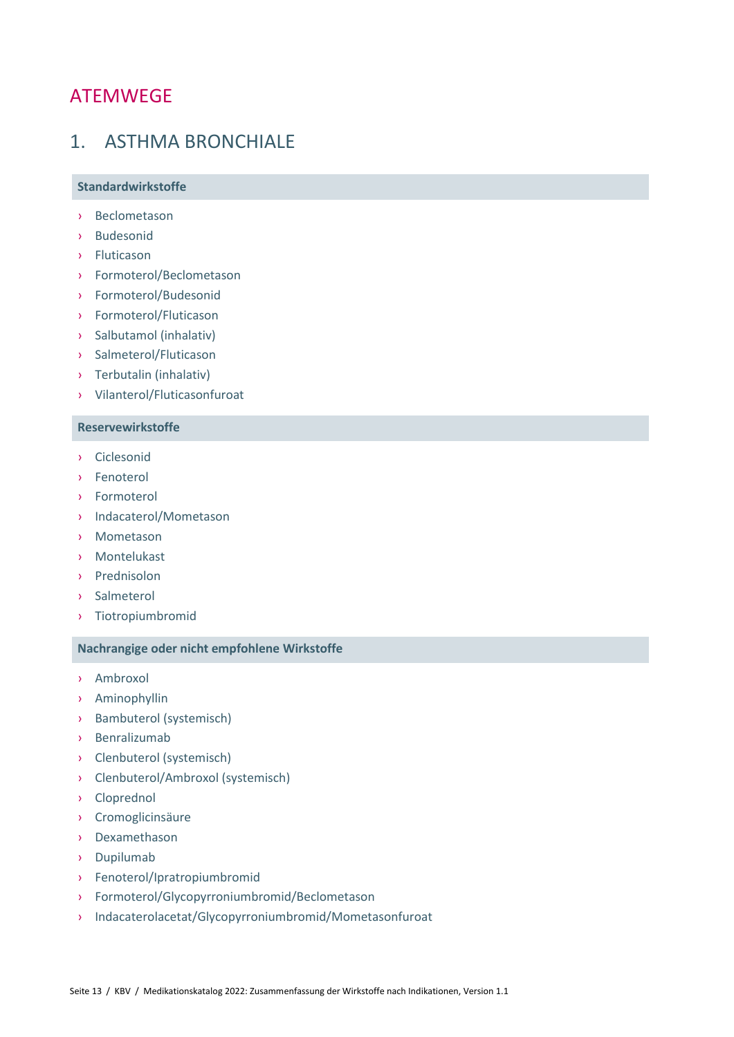# ATEMWEGE

## 1. ASTHMA BRONCHIALE

### Standardwirkstoffe

- Beclometason
- Budesonid
- Fluticason
- Formoterol/Beclometason
- Formoterol/Budesonid
- Formoterol/Fluticason
- Salbutamol (inhalativ)
- Salmeterol/Fluticason
- Terbutalin (inhalativ)
- Vilanterol/Fluticasonfuroat

### Reservewirkstoffe

- Ciclesonid
- Fenoterol
- Formoterol
- Indacaterol/Mometason
- Mometason
- Montelukast
- Prednisolon
- Salmeterol
- Tiotropiumbromid

### Nachrangige oder nicht empfohlene Wirkstoffe

- Ambroxol
- Aminophyllin
- Bambuterol (systemisch)
- Benralizumab
- Clenbuterol (systemisch)
- Clenbuterol/Ambroxol (systemisch)
- Cloprednol
- Cromoglicinsäure
- Dexamethason
- Dupilumab
- Fenoterol/Ipratropiumbromid
- Formoterol/Glycopyrroniumbromid/Beclometason
- Indacaterolacetat/Glycopyrroniumbromid/Mometasonfuroat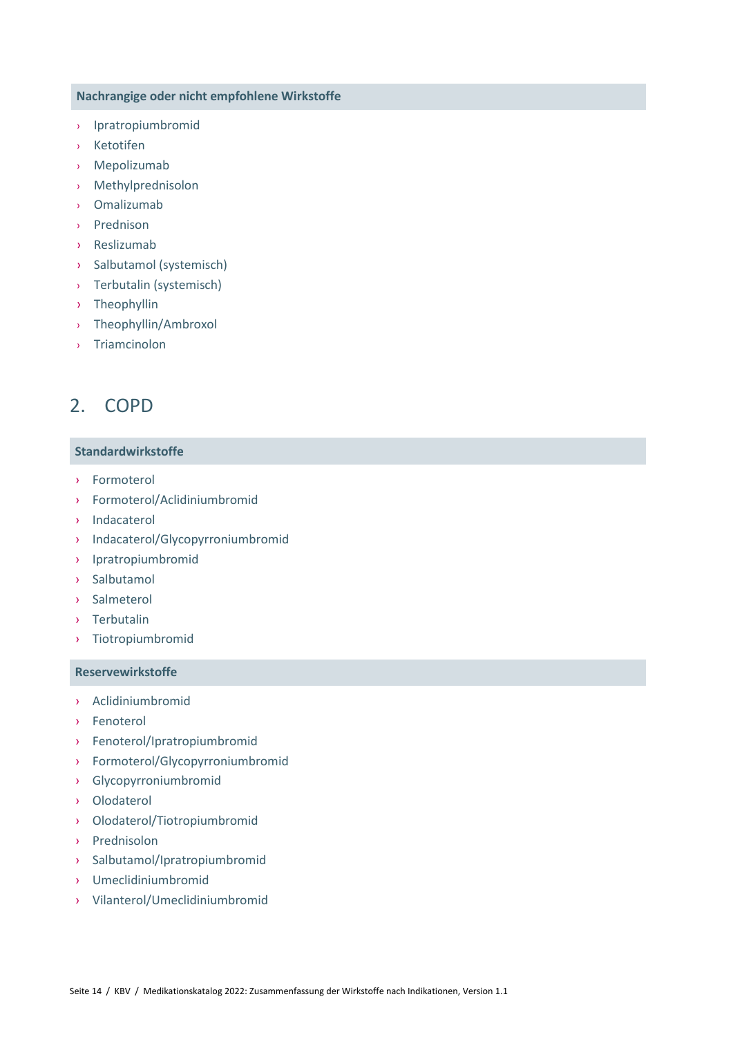### Nachrangige oder nicht empfohlene Wirkstoffe

- Ipratropiumbromid
- Ketotifen
- Mepolizumab
- Methylprednisolon
- Omalizumab
- Prednison
- Reslizumab
- Salbutamol (systemisch)
- Terbutalin (systemisch)
- Theophyllin
- Theophyllin/Ambroxol
- Triamcinolon

## 2. COPD

### Standardwirkstoffe

- Formoterol
- Formoterol/Aclidiniumbromid
- Indacaterol
- Indacaterol/Glycopyrroniumbromid
- Ipratropiumbromid
- Salbutamol
- Salmeterol
- Terbutalin
- Tiotropiumbromid

### Reservewirkstoffe

- Aclidiniumbromid
- Fenoterol
- Fenoterol/Ipratropiumbromid
- Formoterol/Glycopyrroniumbromid
- Glycopyrroniumbromid
- Olodaterol
- Olodaterol/Tiotropiumbromid
- Prednisolon
- Salbutamol/Ipratropiumbromid
- Umeclidiniumbromid
- Vilanterol/Umeclidiniumbromid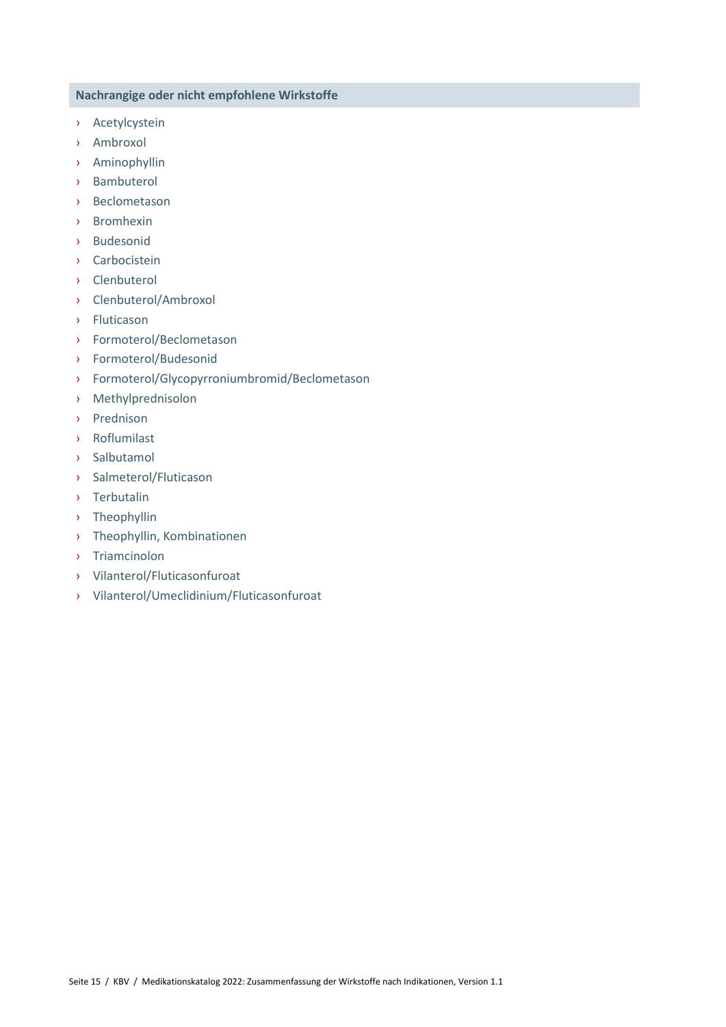### Nachrangige oder nicht empfohlene Wirkstoffe

- Acetylcystein
- Ambroxol
- Aminophyllin
- Bambuterol
- Beclometason
- Bromhexin
- Budesonid
- Carbocistein
- Clenbuterol
- Clenbuterol/Ambroxol
- Fluticason
- Formoterol/Beclometason
- Formoterol/Budesonid
- Formoterol/Glycopyrroniumbromid/Beclometason
- Methylprednisolon
- Prednison
- Roflumilast
- Salbutamol
- Salmeterol/Fluticason
- Terbutalin
- Theophyllin
- Theophyllin, Kombinationen
- Triamcinolon
- Vilanterol/Fluticasonfuroat
- Vilanterol/Umeclidinium/Fluticasonfuroat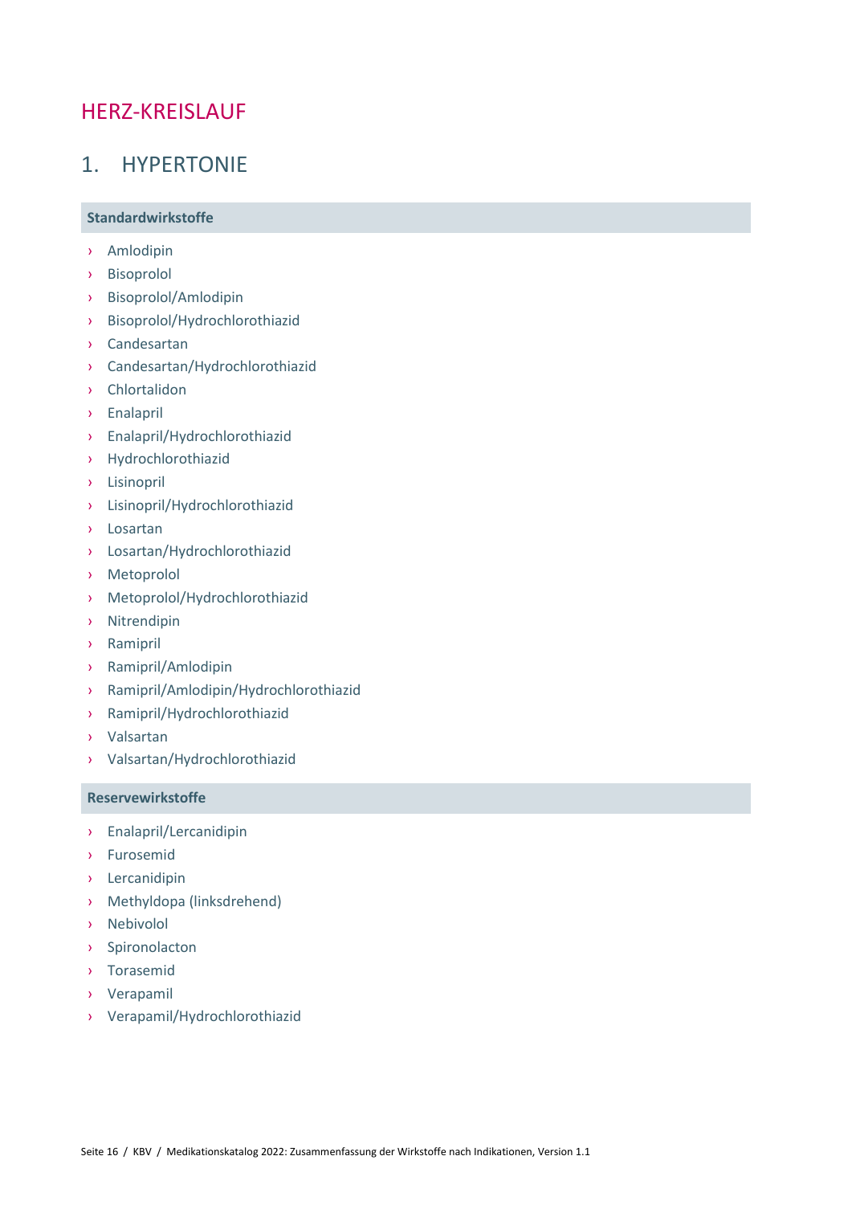# HERZ-KREISLAUF

## 1. HYPERTONIE

### Standardwirkstoffe

- Amlodipin
- Bisoprolol
- Bisoprolol/Amlodipin
- Bisoprolol/Hydrochlorothiazid
- Candesartan
- Candesartan/Hydrochlorothiazid
- Chlortalidon
- Enalapril
- Enalapril/Hydrochlorothiazid
- Hydrochlorothiazid
- Lisinopril
- Lisinopril/Hydrochlorothiazid
- Losartan
- Losartan/Hydrochlorothiazid
- Metoprolol
- Metoprolol/Hydrochlorothiazid
- Nitrendipin
- Ramipril
- Ramipril/Amlodipin
- Ramipril/Amlodipin/Hydrochlorothiazid
- Ramipril/Hydrochlorothiazid
- Valsartan
- Valsartan/Hydrochlorothiazid

### Reservewirkstoffe

- Enalapril/Lercanidipin
- Furosemid
- Lercanidipin
- Methyldopa (linksdrehend)
- Nebivolol
- Spironolacton
- Torasemid
- Verapamil
- Verapamil/Hydrochlorothiazid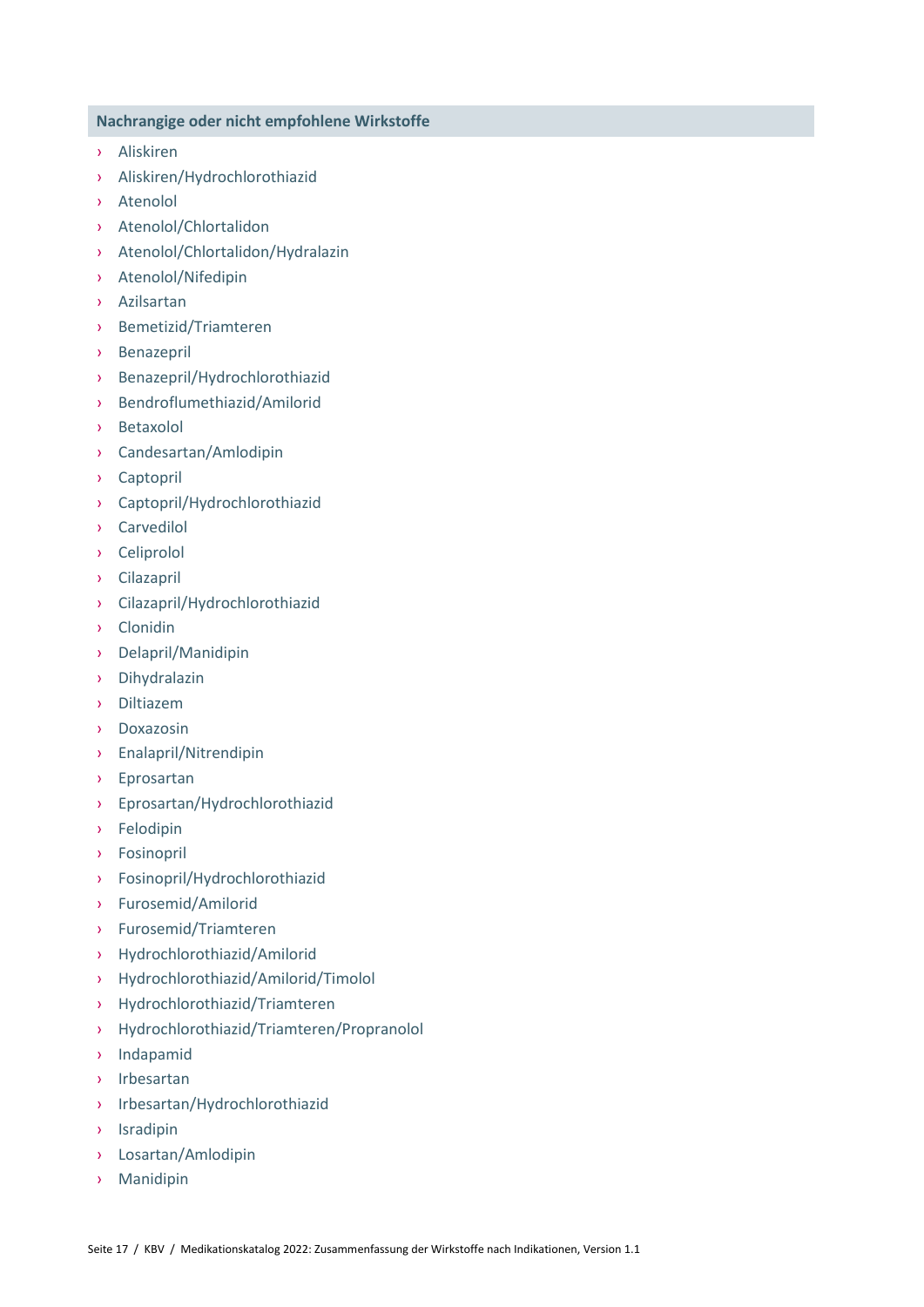#### Nachrangige oder nicht empfohlene Wirkstoffe

- Aliskiren
- Aliskiren/Hydrochlorothiazid
- Atenolol
- Atenolol/Chlortalidon
- Atenolol/Chlortalidon/Hydralazin
- Atenolol/Nifedipin
- Azilsartan
- Bemetizid/Triamteren
- Benazepril
- Benazepril/Hydrochlorothiazid
- Bendroflumethiazid/Amilorid
- Betaxolol
- Candesartan/Amlodipin
- Captopril
- Captopril/Hydrochlorothiazid
- Carvedilol
- Celiprolol
- Cilazapril
- Cilazapril/Hydrochlorothiazid
- Clonidin
- Delapril/Manidipin
- Dihydralazin
- Diltiazem
- Doxazosin
- Enalapril/Nitrendipin
- Eprosartan
- Eprosartan/Hydrochlorothiazid
- Felodipin
- Fosinopril
- Fosinopril/Hydrochlorothiazid
- Furosemid/Amilorid
- Furosemid/Triamteren
- Hydrochlorothiazid/Amilorid
- Hydrochlorothiazid/Amilorid/Timolol
- Hydrochlorothiazid/Triamteren
- Hydrochlorothiazid/Triamteren/Propranolol
- Indapamid
- Irbesartan
- Irbesartan/Hydrochlorothiazid
- Isradipin
- Losartan/Amlodipin
- Manidipin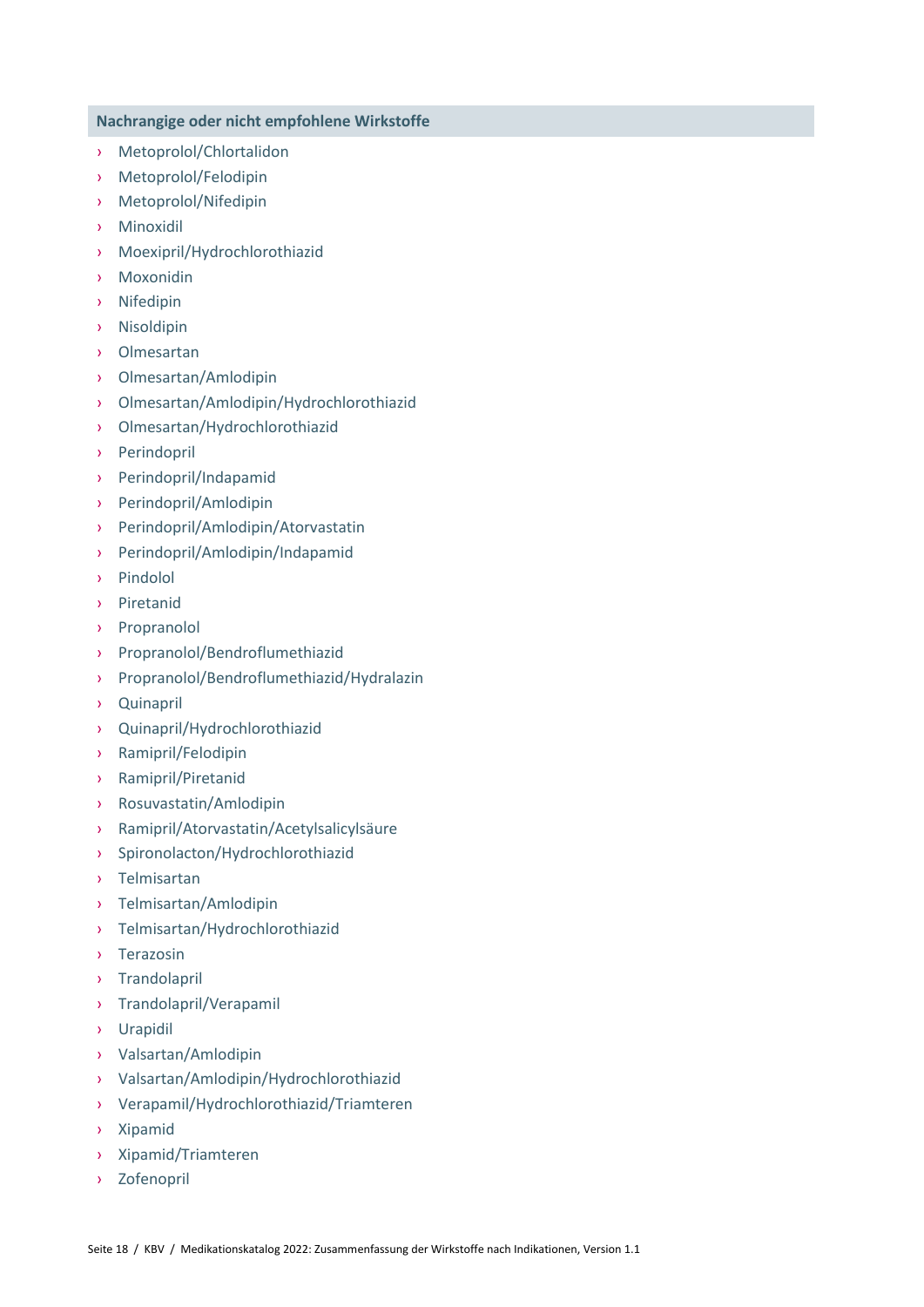### Nachrangige oder nicht empfohlene Wirkstoffe

- Metoprolol/Chlortalidon
- Metoprolol/Felodipin
- Metoprolol/Nifedipin
- Minoxidil
- Moexipril/Hydrochlorothiazid
- Moxonidin
- Nifedipin
- Nisoldipin
- Olmesartan
- Olmesartan/Amlodipin
- Olmesartan/Amlodipin/Hydrochlorothiazid
- Olmesartan/Hydrochlorothiazid
- Perindopril
- Perindopril/Indapamid
- Perindopril/Amlodipin
- Perindopril/Amlodipin/Atorvastatin
- Perindopril/Amlodipin/Indapamid
- Pindolol
- Piretanid
- Propranolol
- Propranolol/Bendroflumethiazid
- Propranolol/Bendroflumethiazid/Hydralazin
- Quinapril
- Quinapril/Hydrochlorothiazid
- Ramipril/Felodipin
- Ramipril/Piretanid
- Rosuvastatin/Amlodipin
- Ramipril/Atorvastatin/Acetylsalicylsäure
- Spironolacton/Hydrochlorothiazid
- Telmisartan
- Telmisartan/Amlodipin
- Telmisartan/Hydrochlorothiazid
- Terazosin
- Trandolapril
- Trandolapril/Verapamil
- Urapidil
- Valsartan/Amlodipin
- Valsartan/Amlodipin/Hydrochlorothiazid
- Verapamil/Hydrochlorothiazid/Triamteren
- Xipamid
- Xipamid/Triamteren
- Zofenopril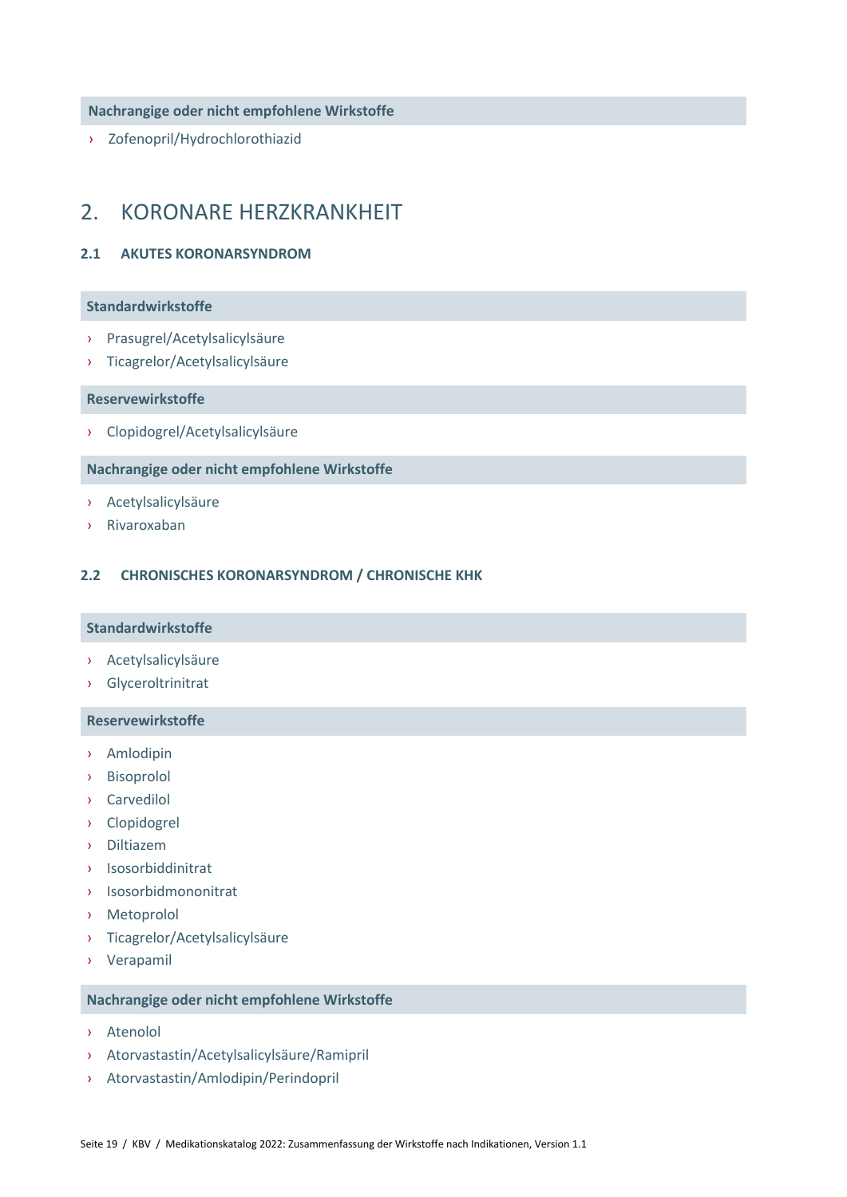#### Nachrangige oder nicht empfohlene Wirkstoffe

- Zofenopril/Hydrochlorothiazid

## 2. KORONARE HERZKRANKHEIT

### 2.1 AKUTES KORONARSYNDROM

#### Standardwirkstoffe

- Prasugrel/Acetylsalicylsäure
- Ticagrelor/Acetylsalicylsäure

#### Reservewirkstoffe

- Clopidogrel/Acetylsalicylsäure

#### Nachrangige oder nicht empfohlene Wirkstoffe

- Acetylsalicylsäure
- Rivaroxaban

### 2.2 CHRONISCHES KORONARSYNDROM / CHRONISCHE KHK

#### Standardwirkstoffe

- Acetylsalicylsäure
- Glyceroltrinitrat

#### Reservewirkstoffe

- Amlodipin
- Bisoprolol
- Carvedilol
- Clopidogrel
- Diltiazem
- Isosorbiddinitrat
- Isosorbidmononitrat
- Metoprolol
- Ticagrelor/Acetylsalicylsäure
- Verapamil

#### Nachrangige oder nicht empfohlene Wirkstoffe

- Atenolol
- Atorvastatin/Acetylsalicylsäure/Ramipril
- Atorvastatin/Amlodipin/Perindopril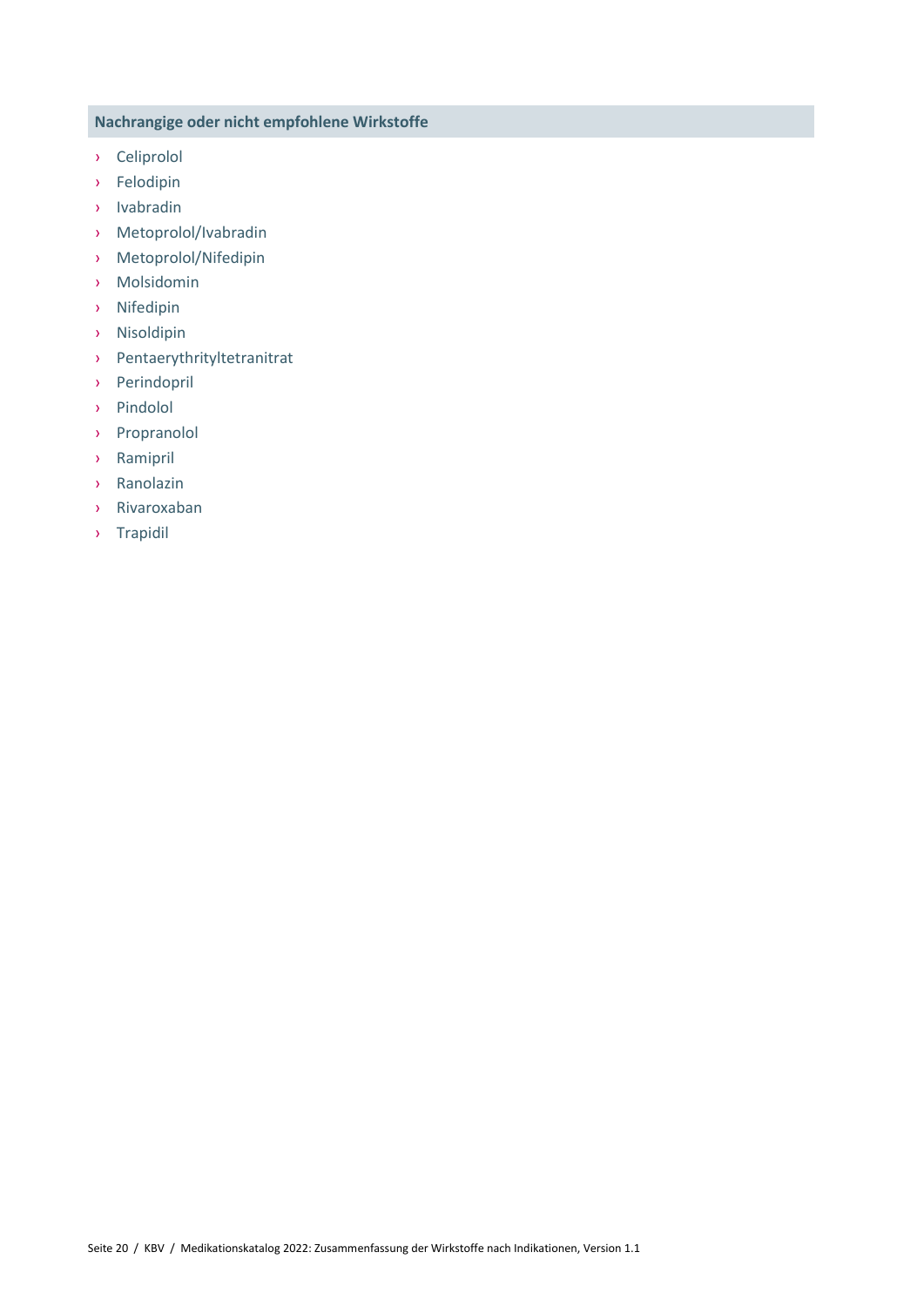### Nachrangige oder nicht empfohlene Wirkstoffe

- Celiprolol
- Felodipin
- Ivabradin
- Metoprolol/Ivabradin
- Metoprolol/Nifedipin
- Molsidomin
- Nifedipin
- Nisoldipin
- Pentaerythrityltetranitrat
- Perindopril
- Pindolol
- Propranolol
- Ramipril
- Ranolazin
- Rivaroxaban
- Trapidil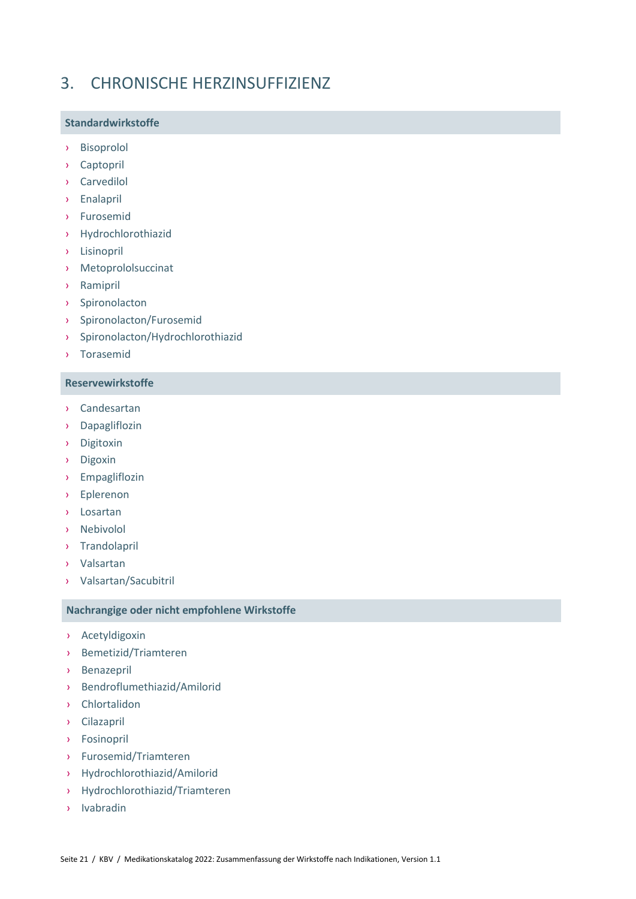# 3. CHRONISCHE HERZINSUFFIZIENZ

**Standardwirkstoffe**

- Bisoprolol
- Captopril
- Carvedilol
- Enalapril
- Furosemid
- Hydrochlorothiazid
- Lisinopril
- Metoprololsuccinat
- Ramipril
- Spironolacton
- Spironolacton/Furosemid
- Spironolacton/Hydrochlorothiazid
- Torasemid

**Reservewirkstoffe**

- Candesartan
- Dapagliflozin
- Digitoxin
- Digoxin
- Empagliflozin
- Eplerenon
- Losartan
- Nebivolol
- Trandolapril
- Valsartan
- Valsartan/Sacubitril

**Nachrangige oder nicht empfohlene Wirkstoffe**

- Acetyldigoxin
- Bemetizid/Triamteren
- Benazepril
- Bendroflumethiazid/Amilorid
- Chlortalidon
- Cilazapril
- Fosinopril
- Furosemid/Triamteren
- Hydrochlorothiazid/Amilorid
- Hydrochlorothiazid/Triamteren
- Ivabradin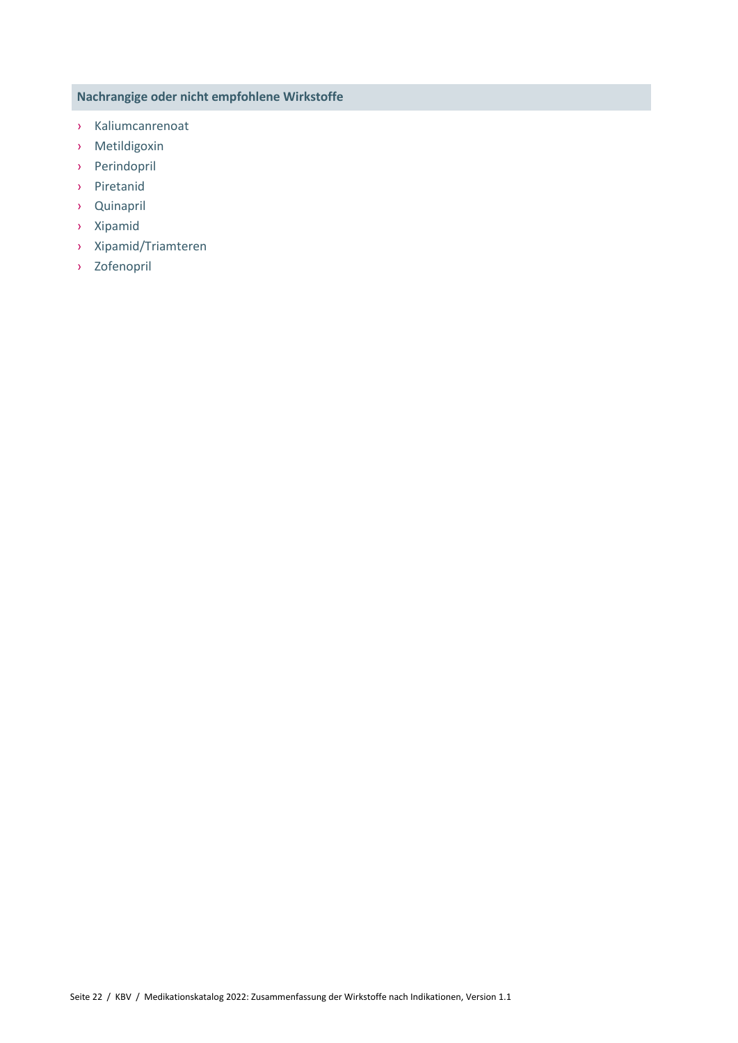### Nachrangige oder nicht empfohlene Wirkstoffe

- Kaliumcanrenoat
- Metildigoxin
- Perindopril
- Piretanid
- Quinapril
- Xipamid
- Xipamid/Triamteren
- Zofenopril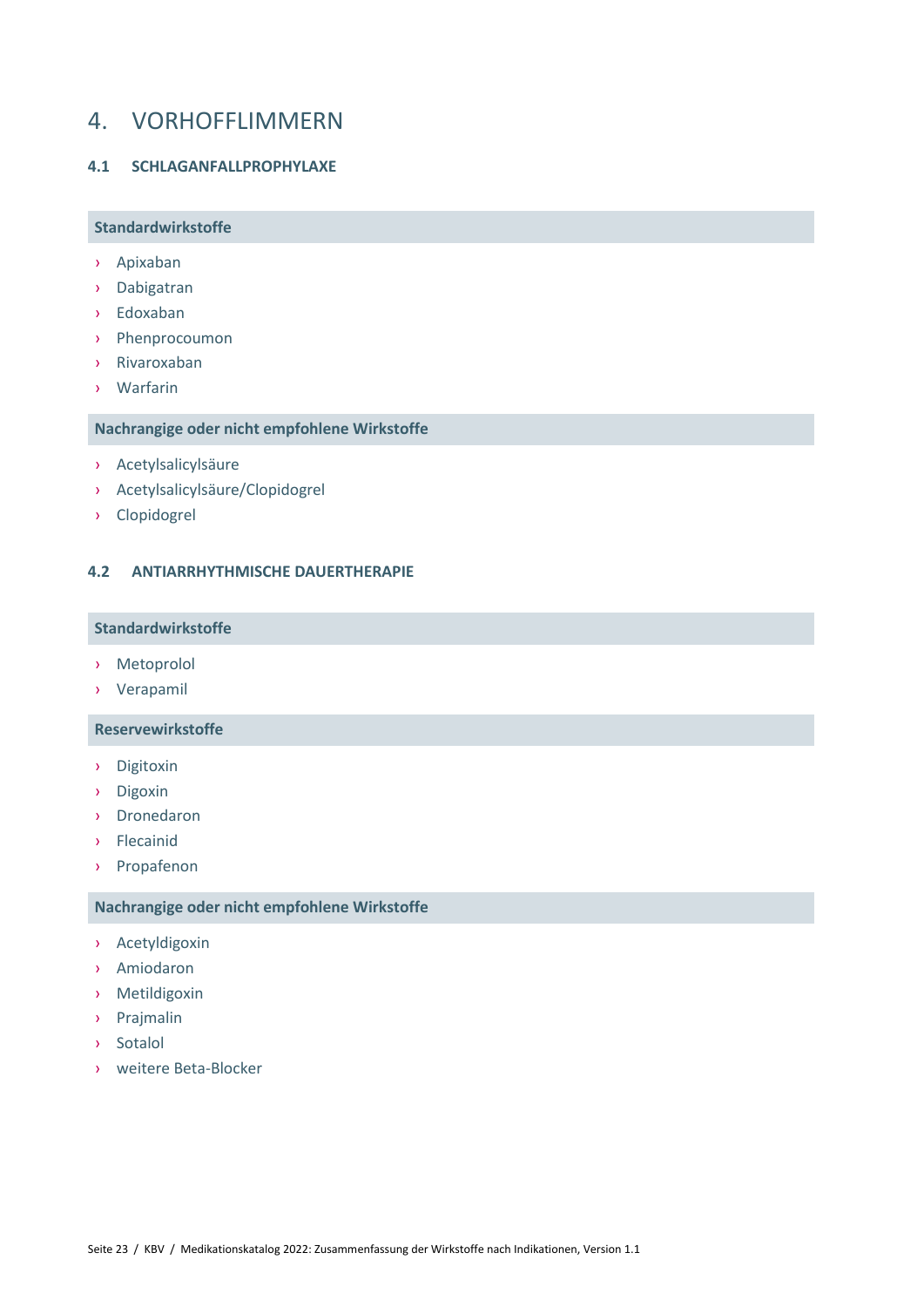# 4. VORHOFFLIMMERN

## 4.1 SCHLAGANFALLPROPHYLAXE

### Standardwirkstoffe

- Apixaban
- Dabigatran
- Edoxaban
- Phenprocoumon
- Rivaroxaban
- Warfarin

### Nachrangige oder nicht empfohlene Wirkstoffe

- Acetylsalicylsäure
- Acetylsalicylsäure/Clopidogrel
- Clopidogrel

## 4.2 ANTIARRHYTHMISCHE DAUERTHERAPIE

### Standardwirkstoffe

- Metoprolol
- Verapamil

### Reservewirkstoffe

- Digitoxin
- Digoxin
- Dronedaron
- Flecainid
- Propafenon

### Nachrangige oder nicht empfohlene Wirkstoffe

- Acetyldigoxin
- Amiodaron
- Metildigoxin
- Prajmalin
- Sotalol
- weitere Beta-Blocker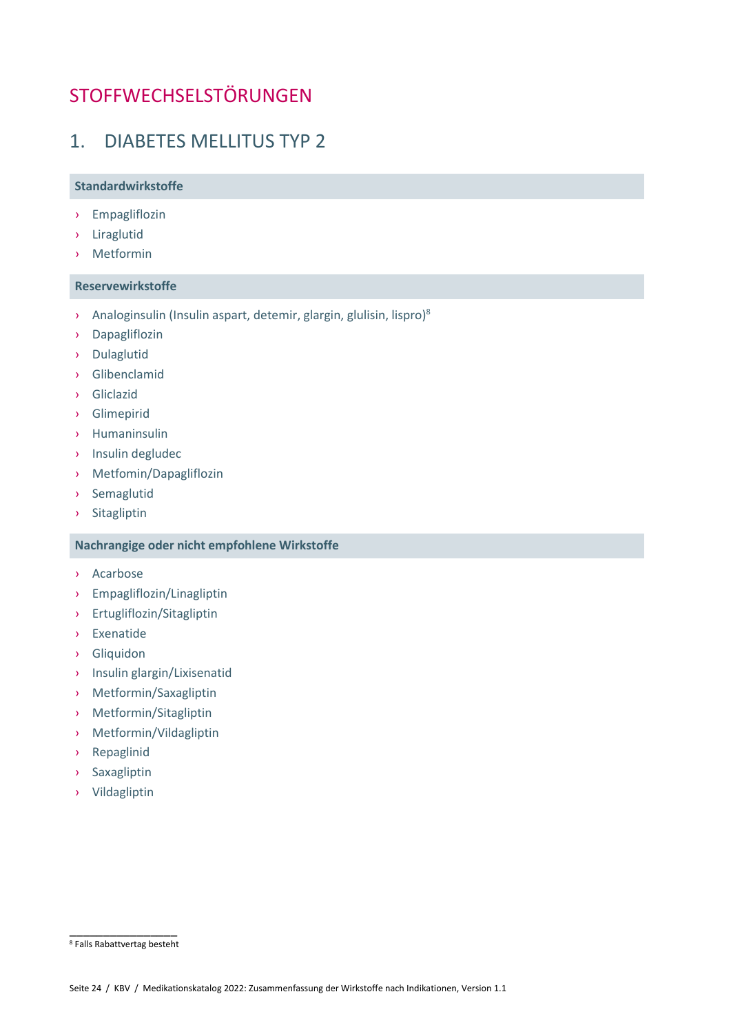# STOFFWECHSELSTÖRUNGEN

## 1. DIABETES MELLITUS TYP 2

### Standardwirkstoffe

- Empagliflozin
- Liraglutid
- Metformin

### Reservewirkstoffe

- Analoginsulin (Insulin aspart, detemir, glargin, glulisin, lispro)[8]
- Dapagliflozin
- Dulaglutid
- Glibenclamid
- Gliclazid
- Glimepirid
- Humaninsulin
- Insulin degludec
- Metfomin/Dapagliflozin
- Semaglutid
- Sitagliptin

### Nachrangige oder nicht empfohlene Wirkstoffe

- Acarbose
- Empagliflozin/Linagliptin
- Ertugliflozin/Sitagliptin
- Exenatide
- Gliquidon
- Insulin glargin/Lixisenatid
- Metformin/Saxagliptin
- Metformin/Sitagliptin
- Metformin/Vildagliptin
- Repaglinid
- Saxagliptin
- Vildagliptin

---

[8] Falls Rabattvertag besteht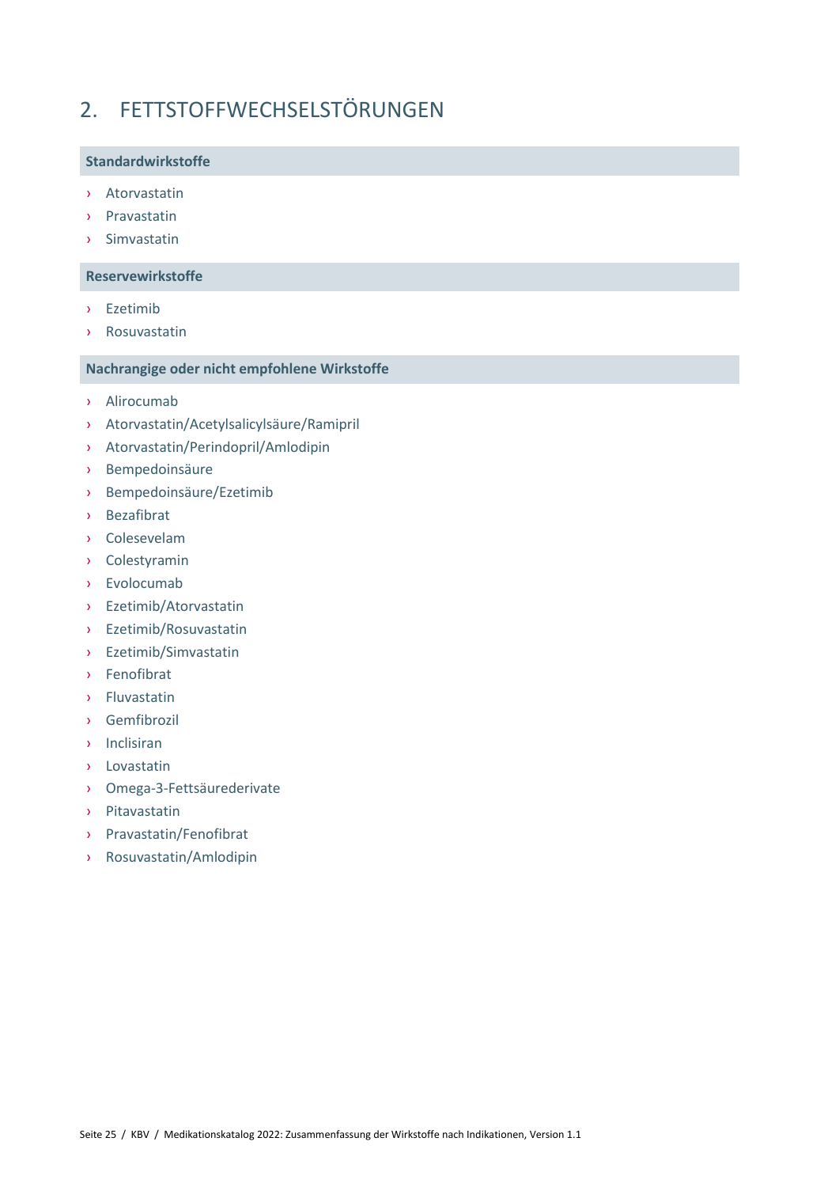# 2. FETTSTOFFWECHSELSTÖRUNGEN

### Standardwirkstoffe

- Atorvastatin
- Pravastatin
- Simvastatin

### Reservewirkstoffe

- Ezetimib
- Rosuvastatin

### Nachrangige oder nicht empfohlene Wirkstoffe

- Alirocumab
- Atorvastatin/Acetylsalicylsäure/Ramipril
- Atorvastatin/Perindopril/Amlodipin
- Bempedoinsäure
- Bempedoinsäure/Ezetimib
- Bezafibrat
- Colesevelam
- Colestyramin
- Evolocumab
- Ezetimib/Atorvastatin
- Ezetimib/Rosuvastatin
- Ezetimib/Simvastatin
- Fenofibrat
- Fluvastatin
- Gemfibrozil
- Inclisiran
- Lovastatin
- Omega-3-Fettsäurederivate
- Pitavastatin
- Pravastatin/Fenofibrat
- Rosuvastatin/Amlodipin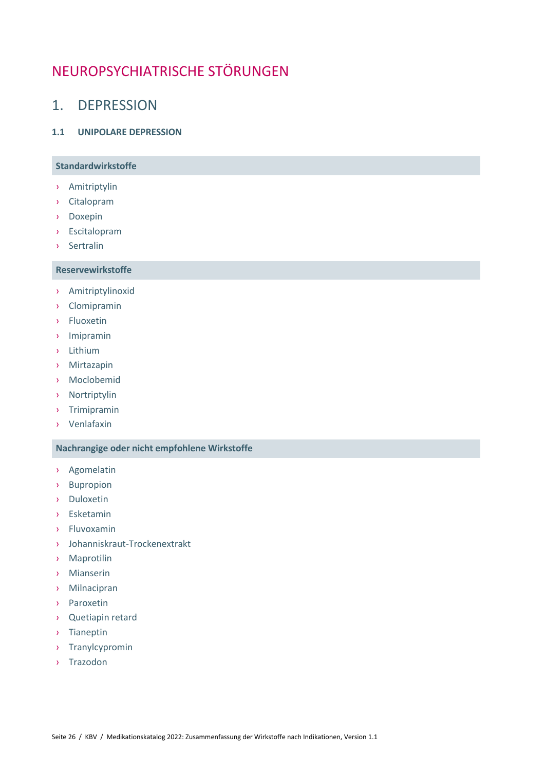# NEUROPSYCHIATRISCHE STÖRUNGEN

## 1. DEPRESSION

### 1.1 UNIPOLARE DEPRESSION

**Standardwirkstoffe**

- Amitriptylin
- Citalopram
- Doxepin
- Escitalopram
- Sertralin

**Reservewirkstoffe**

- Amitriptylinoxid
- Clomipramin
- Fluoxetin
- Imipramin
- Lithium
- Mirtazapin
- Moclobemid
- Nortriptylin
- Trimipramin
- Venlafaxin

**Nachrangige oder nicht empfohlene Wirkstoffe**

- Agomelatin
- Bupropion
- Duloxetin
- Esketamin
- Fluvoxamin
- Johanniskraut-Trockenextrakt
- Maprotilin
- Mianserin
- Milnacipran
- Paroxetin
- Quetiapin retard
- Tianeptin
- Tranylcypromin
- Trazodon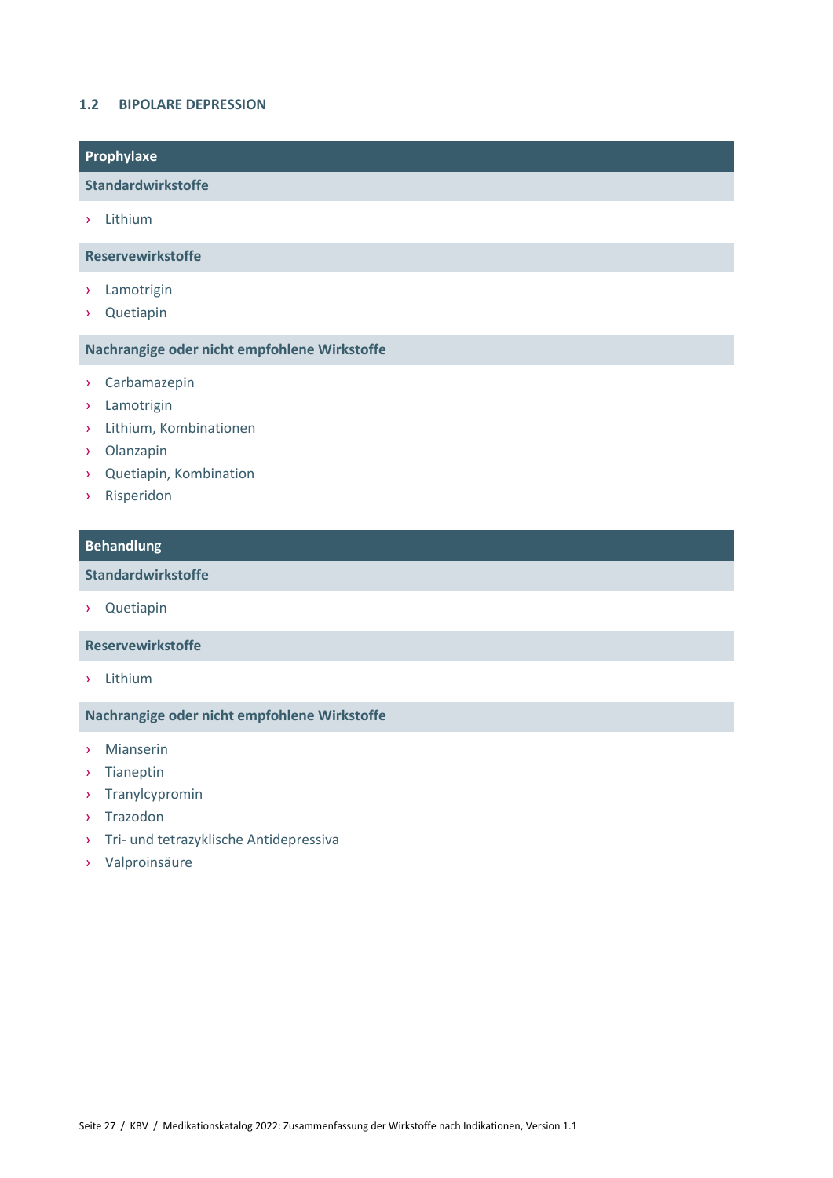## 1.2 BIPOLARE DEPRESSION

### Prophylaxe

#### Standardwirkstoffe

- Lithium

#### Reservewirkstoffe

- Lamotrigin
- Quetiapin

#### Nachrangige oder nicht empfohlene Wirkstoffe

- Carbamazepin
- Lamotrigin
- Lithium, Kombinationen
- Olanzapin
- Quetiapin, Kombination
- Risperidon

### Behandlung

#### Standardwirkstoffe

- Quetiapin

#### Reservewirkstoffe

- Lithium

#### Nachrangige oder nicht empfohlene Wirkstoffe

- Mianserin
- Tianeptin
- Tranylcypromin
- Trazodon
- Tri- und tetrazyklische Antidepressiva
- Valproinsäure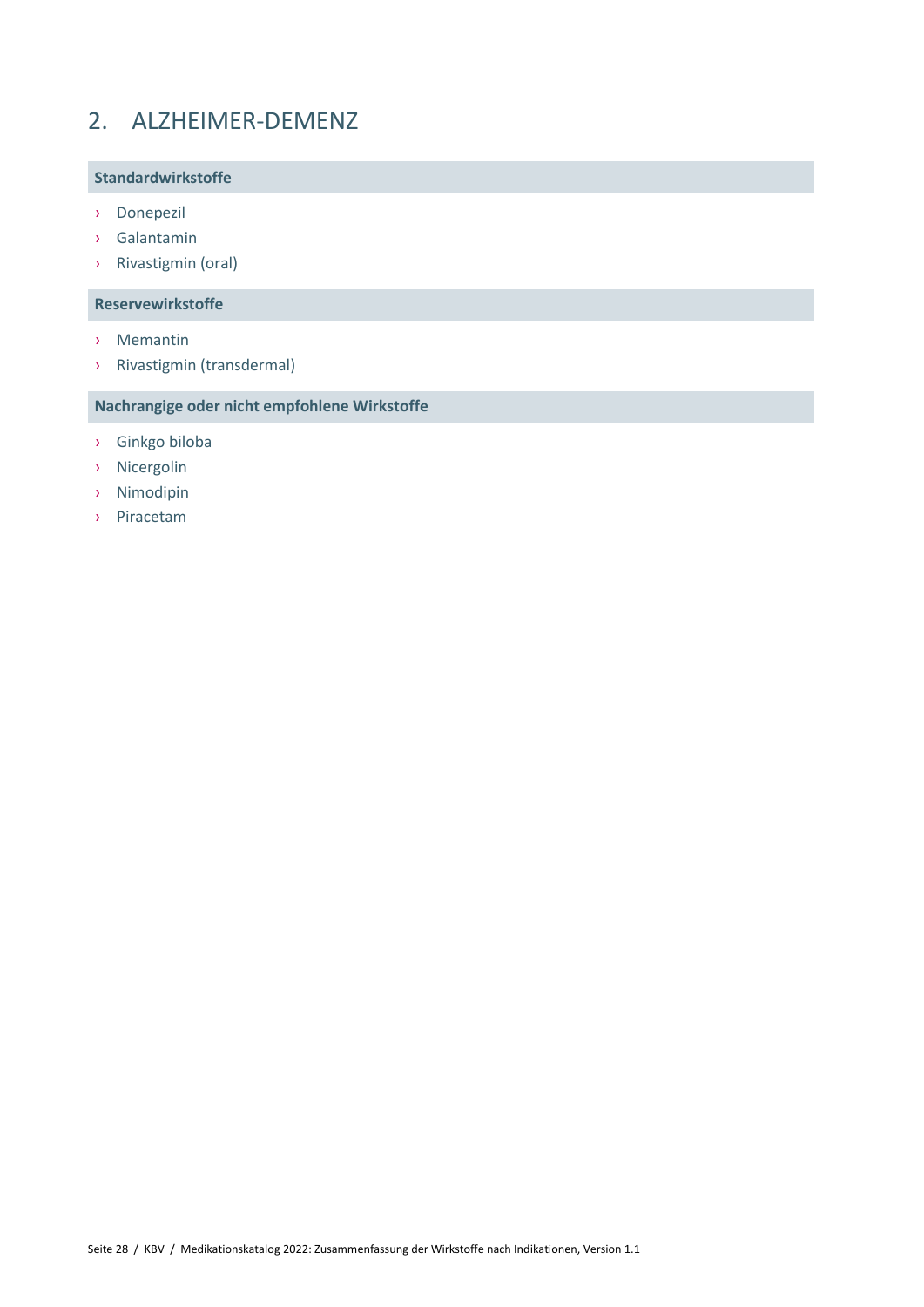## 2. ALZHEIMER-DEMENZ

### Standardwirkstoffe

- Donepezil
- Galantamin
- Rivastigmin (oral)

### Reservewirkstoffe

- Memantin
- Rivastigmin (transdermal)

### Nachrangige oder nicht empfohlene Wirkstoffe

- Ginkgo biloba
- Nicergolin
- Nimodipin
- Piracetam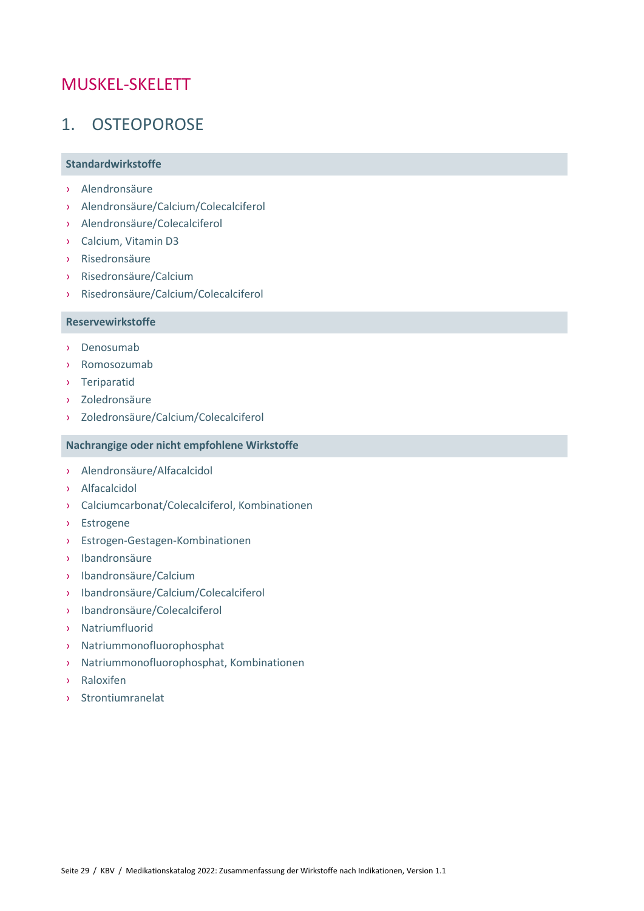# MUSKEL-SKELETT

## 1. OSTEOPOROSE

### Standardwirkstoffe

- Alendronsäure
- Alendronsäure/Calcium/Colecalciferol
- Alendronsäure/Colecalciferol
- Calcium, Vitamin D3
- Risedronsäure
- Risedronsäure/Calcium
- Risedronsäure/Calcium/Colecalciferol

### Reservewirkstoffe

- Denosumab
- Romosozumab
- Teriparatid
- Zoledronsäure
- Zoledronsäure/Calcium/Colecalciferol

### Nachrangige oder nicht empfohlene Wirkstoffe

- Alendronsäure/Alfacalcidol
- Alfacalcidol
- Calciumcarbonat/Colecalciferol, Kombinationen
- Estrogene
- Estrogen-Gestagen-Kombinationen
- Ibandronsäure
- Ibandronsäure/Calcium
- Ibandronsäure/Calcium/Colecalciferol
- Ibandronsäure/Colecalciferol
- Natriumfluorid
- Natriummonofluorophosphat
- Natriummonofluorophosphat, Kombinationen
- Raloxifen
- Strontiumranelat